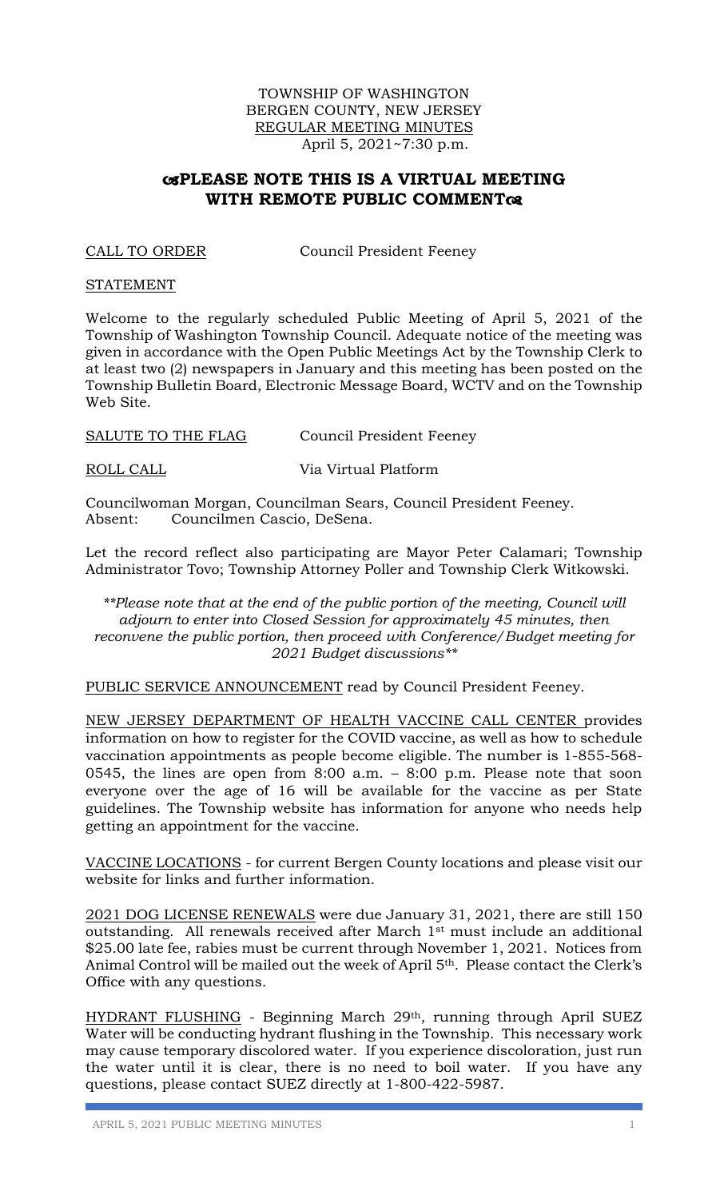TOWNSHIP OF WASHINGTON
BERGEN COUNTY, NEW JERSEY
REGULAR MEETING MINUTES
April 5, 2021~7:30 p.m.

## PLEASE NOTE THIS IS A VIRTUAL MEETING WITH REMOTE PUBLIC COMMENT

CALL TO ORDER Council President Feeney

STATEMENT

Welcome to the regularly scheduled Public Meeting of April 5, 2021 of the Township of Washington Township Council. Adequate notice of the meeting was given in accordance with the Open Public Meetings Act by the Township Clerk to at least two (2) newspapers in January and this meeting has been posted on the Township Bulletin Board, Electronic Message Board, WCTV and on the Township Web Site.

SALUTE TO THE FLAG Council President Feeney

ROLL CALL Via Virtual Platform

Councilwoman Morgan, Councilman Sears, Council President Feeney.
Absent: Councilmen Cascio, DeSena.

Let the record reflect also participating are Mayor Peter Calamari; Township Administrator Tovo; Township Attorney Poller and Township Clerk Witkowski.

*\*\*Please note that at the end of the public portion of the meeting, Council will adjourn to enter into Closed Session for approximately 45 minutes, then reconvene the public portion, then proceed with Conference/Budget meeting for 2021 Budget discussions\*\**

PUBLIC SERVICE ANNOUNCEMENT read by Council President Feeney.

NEW JERSEY DEPARTMENT OF HEALTH VACCINE CALL CENTER provides information on how to register for the COVID vaccine, as well as how to schedule vaccination appointments as people become eligible. The number is 1-855-568-0545, the lines are open from 8:00 a.m. – 8:00 p.m. Please note that soon everyone over the age of 16 will be available for the vaccine as per State guidelines. The Township website has information for anyone who needs help getting an appointment for the vaccine.

VACCINE LOCATIONS - for current Bergen County locations and please visit our website for links and further information.

2021 DOG LICENSE RENEWALS were due January 31, 2021, there are still 150 outstanding. All renewals received after March 1st must include an additional $25.00 late fee, rabies must be current through November 1, 2021. Notices from Animal Control will be mailed out the week of April 5th. Please contact the Clerk's Office with any questions.

HYDRANT FLUSHING - Beginning March 29th, running through April SUEZ Water will be conducting hydrant flushing in the Township. This necessary work may cause temporary discolored water. If you experience discoloration, just run the water until it is clear, there is no need to boil water. If you have any questions, please contact SUEZ directly at 1-800-422-5987.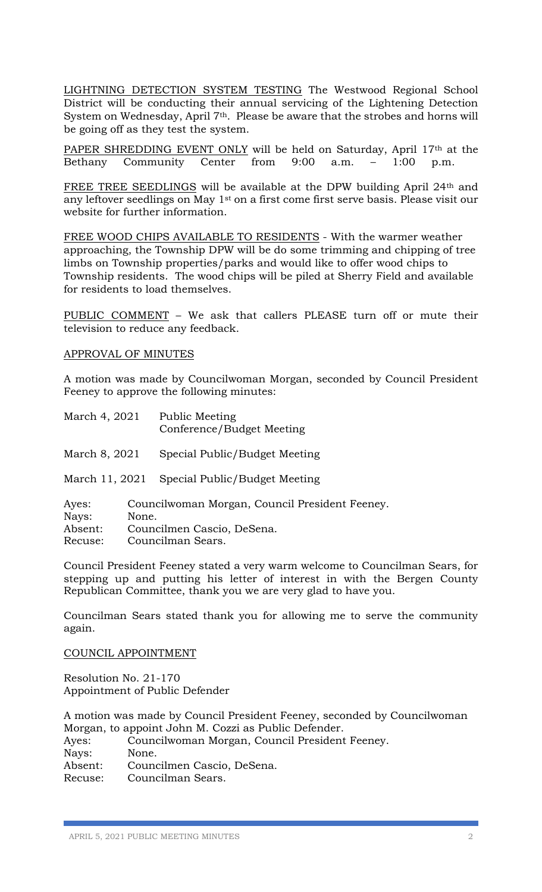LIGHTNING DETECTION SYSTEM TESTING The Westwood Regional School District will be conducting their annual servicing of the Lightening Detection System on Wednesday, April 7th. Please be aware that the strobes and horns will be going off as they test the system.

PAPER SHREDDING EVENT ONLY will be held on Saturday, April 17th at the Bethany Community Center from 9:00 a.m. – 1:00 p.m.

FREE TREE SEEDLINGS will be available at the DPW building April 24th and any leftover seedlings on May 1st on a first come first serve basis. Please visit our website for further information.

FREE WOOD CHIPS AVAILABLE TO RESIDENTS - With the warmer weather approaching, the Township DPW will be do some trimming and chipping of tree limbs on Township properties/parks and would like to offer wood chips to Township residents. The wood chips will be piled at Sherry Field and available for residents to load themselves.

PUBLIC COMMENT – We ask that callers PLEASE turn off or mute their television to reduce any feedback.

## APPROVAL OF MINUTES

A motion was made by Councilwoman Morgan, seconded by Council President Feeney to approve the following minutes:

| | |
|---|---|
| March 4, 2021 | Public Meeting<br>Conference/Budget Meeting |
| March 8, 2021 | Special Public/Budget Meeting |
| March 11, 2021 | Special Public/Budget Meeting |

Ayes: Councilwoman Morgan, Council President Feeney.
Nays: None.
Absent: Councilmen Cascio, DeSena.
Recuse: Councilman Sears.

Council President Feeney stated a very warm welcome to Councilman Sears, for stepping up and putting his letter of interest in with the Bergen County Republican Committee, thank you we are very glad to have you.

Councilman Sears stated thank you for allowing me to serve the community again.

## COUNCIL APPOINTMENT

Resolution No. 21-170
Appointment of Public Defender

A motion was made by Council President Feeney, seconded by Councilwoman Morgan, to appoint John M. Cozzi as Public Defender.
Ayes: Councilwoman Morgan, Council President Feeney.
Nays: None.
Absent: Councilmen Cascio, DeSena.
Recuse: Councilman Sears.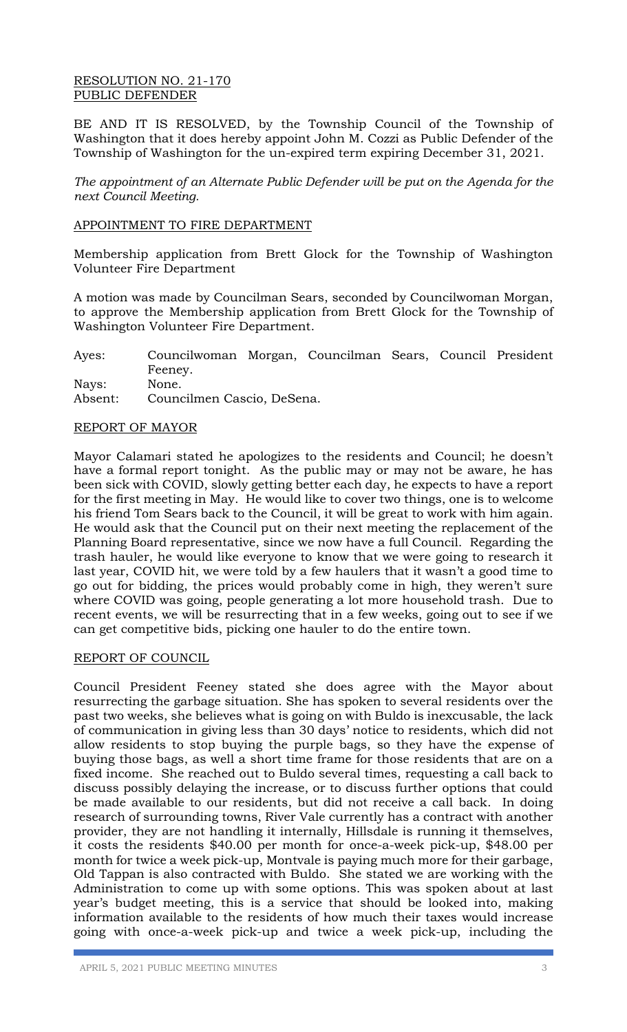RESOLUTION NO. 21-170
PUBLIC DEFENDER

BE AND IT IS RESOLVED, by the Township Council of the Township of Washington that it does hereby appoint John M. Cozzi as Public Defender of the Township of Washington for the un-expired term expiring December 31, 2021.

*The appointment of an Alternate Public Defender will be put on the Agenda for the next Council Meeting.*

APPOINTMENT TO FIRE DEPARTMENT

Membership application from Brett Glock for the Township of Washington Volunteer Fire Department

A motion was made by Councilman Sears, seconded by Councilwoman Morgan, to approve the Membership application from Brett Glock for the Township of Washington Volunteer Fire Department.

Ayes: Councilwoman Morgan, Councilman Sears, Council President Feeney.
Nays: None.
Absent: Councilmen Cascio, DeSena.

REPORT OF MAYOR

Mayor Calamari stated he apologizes to the residents and Council; he doesn't have a formal report tonight. As the public may or may not be aware, he has been sick with COVID, slowly getting better each day, he expects to have a report for the first meeting in May. He would like to cover two things, one is to welcome his friend Tom Sears back to the Council, it will be great to work with him again. He would ask that the Council put on their next meeting the replacement of the Planning Board representative, since we now have a full Council. Regarding the trash hauler, he would like everyone to know that we were going to research it last year, COVID hit, we were told by a few haulers that it wasn't a good time to go out for bidding, the prices would probably come in high, they weren't sure where COVID was going, people generating a lot more household trash. Due to recent events, we will be resurrecting that in a few weeks, going out to see if we can get competitive bids, picking one hauler to do the entire town.

REPORT OF COUNCIL

Council President Feeney stated she does agree with the Mayor about resurrecting the garbage situation. She has spoken to several residents over the past two weeks, she believes what is going on with Buldo is inexcusable, the lack of communication in giving less than 30 days' notice to residents, which did not allow residents to stop buying the purple bags, so they have the expense of buying those bags, as well a short time frame for those residents that are on a fixed income. She reached out to Buldo several times, requesting a call back to discuss possibly delaying the increase, or to discuss further options that could be made available to our residents, but did not receive a call back. In doing research of surrounding towns, River Vale currently has a contract with another provider, they are not handling it internally, Hillsdale is running it themselves, it costs the residents $40.00 per month for once-a-week pick-up, $48.00 per month for twice a week pick-up, Montvale is paying much more for their garbage, Old Tappan is also contracted with Buldo. She stated we are working with the Administration to come up with some options. This was spoken about at last year's budget meeting, this is a service that should be looked into, making information available to the residents of how much their taxes would increase going with once-a-week pick-up and twice a week pick-up, including the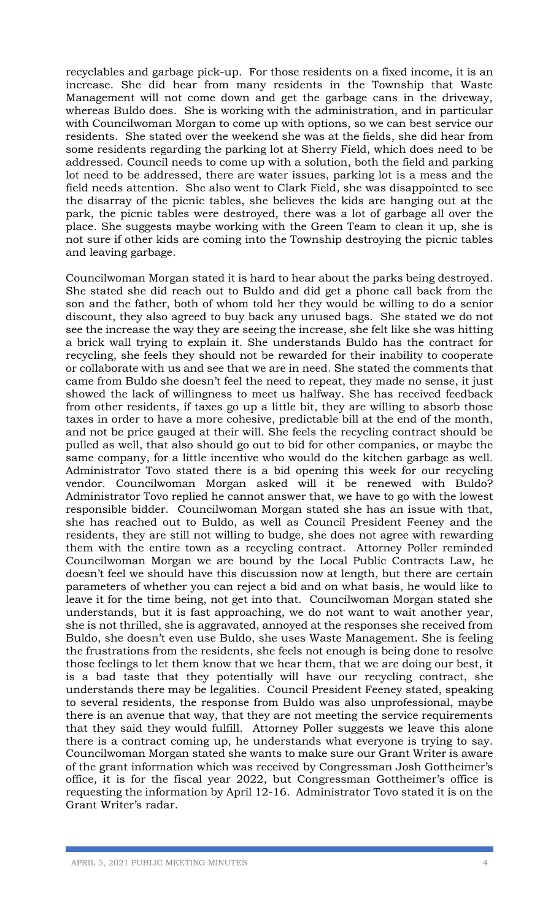recyclables and garbage pick-up. For those residents on a fixed income, it is an increase. She did hear from many residents in the Township that Waste Management will not come down and get the garbage cans in the driveway, whereas Buldo does. She is working with the administration, and in particular with Councilwoman Morgan to come up with options, so we can best service our residents. She stated over the weekend she was at the fields, she did hear from some residents regarding the parking lot at Sherry Field, which does need to be addressed. Council needs to come up with a solution, both the field and parking lot need to be addressed, there are water issues, parking lot is a mess and the field needs attention. She also went to Clark Field, she was disappointed to see the disarray of the picnic tables, she believes the kids are hanging out at the park, the picnic tables were destroyed, there was a lot of garbage all over the place. She suggests maybe working with the Green Team to clean it up, she is not sure if other kids are coming into the Township destroying the picnic tables and leaving garbage.

Councilwoman Morgan stated it is hard to hear about the parks being destroyed. She stated she did reach out to Buldo and did get a phone call back from the son and the father, both of whom told her they would be willing to do a senior discount, they also agreed to buy back any unused bags. She stated we do not see the increase the way they are seeing the increase, she felt like she was hitting a brick wall trying to explain it. She understands Buldo has the contract for recycling, she feels they should not be rewarded for their inability to cooperate or collaborate with us and see that we are in need. She stated the comments that came from Buldo she doesn't feel the need to repeat, they made no sense, it just showed the lack of willingness to meet us halfway. She has received feedback from other residents, if taxes go up a little bit, they are willing to absorb those taxes in order to have a more cohesive, predictable bill at the end of the month, and not be price gauged at their will. She feels the recycling contract should be pulled as well, that also should go out to bid for other companies, or maybe the same company, for a little incentive who would do the kitchen garbage as well. Administrator Tovo stated there is a bid opening this week for our recycling vendor. Councilwoman Morgan asked will it be renewed with Buldo? Administrator Tovo replied he cannot answer that, we have to go with the lowest responsible bidder. Councilwoman Morgan stated she has an issue with that, she has reached out to Buldo, as well as Council President Feeney and the residents, they are still not willing to budge, she does not agree with rewarding them with the entire town as a recycling contract. Attorney Poller reminded Councilwoman Morgan we are bound by the Local Public Contracts Law, he doesn't feel we should have this discussion now at length, but there are certain parameters of whether you can reject a bid and on what basis, he would like to leave it for the time being, not get into that. Councilwoman Morgan stated she understands, but it is fast approaching, we do not want to wait another year, she is not thrilled, she is aggravated, annoyed at the responses she received from Buldo, she doesn't even use Buldo, she uses Waste Management. She is feeling the frustrations from the residents, she feels not enough is being done to resolve those feelings to let them know that we hear them, that we are doing our best, it is a bad taste that they potentially will have our recycling contract, she understands there may be legalities. Council President Feeney stated, speaking to several residents, the response from Buldo was also unprofessional, maybe there is an avenue that way, that they are not meeting the service requirements that they said they would fulfill. Attorney Poller suggests we leave this alone there is a contract coming up, he understands what everyone is trying to say. Councilwoman Morgan stated she wants to make sure our Grant Writer is aware of the grant information which was received by Congressman Josh Gottheimer's office, it is for the fiscal year 2022, but Congressman Gottheimer's office is requesting the information by April 12-16. Administrator Tovo stated it is on the Grant Writer's radar.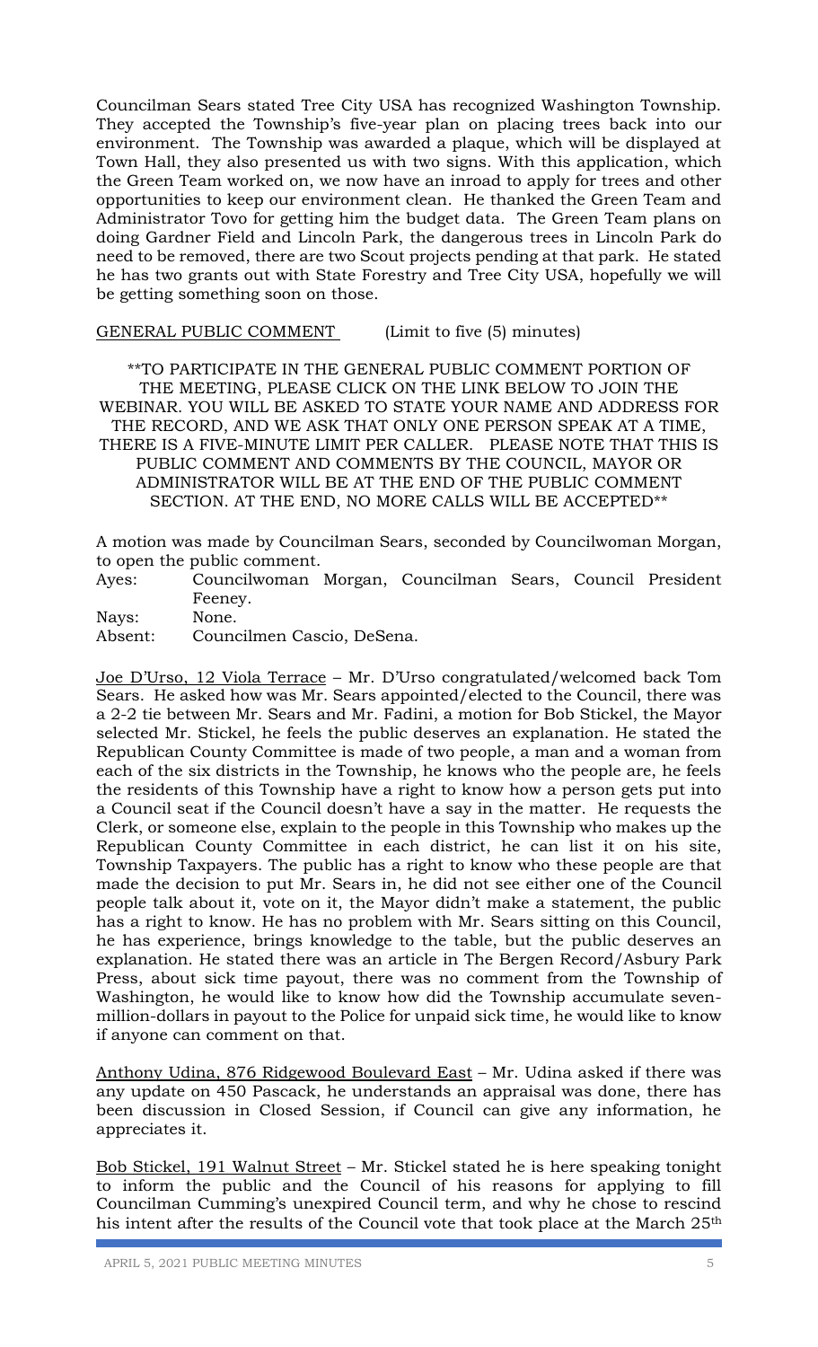Councilman Sears stated Tree City USA has recognized Washington Township. They accepted the Township's five-year plan on placing trees back into our environment. The Township was awarded a plaque, which will be displayed at Town Hall, they also presented us with two signs. With this application, which the Green Team worked on, we now have an inroad to apply for trees and other opportunities to keep our environment clean. He thanked the Green Team and Administrator Tovo for getting him the budget data. The Green Team plans on doing Gardner Field and Lincoln Park, the dangerous trees in Lincoln Park do need to be removed, there are two Scout projects pending at that park. He stated he has two grants out with State Forestry and Tree City USA, hopefully we will be getting something soon on those.

<u>GENERAL PUBLIC COMMENT</u> (Limit to five (5) minutes)

**TO PARTICIPATE IN THE GENERAL PUBLIC COMMENT PORTION OF THE MEETING, PLEASE CLICK ON THE LINK BELOW TO JOIN THE WEBINAR. YOU WILL BE ASKED TO STATE YOUR NAME AND ADDRESS FOR THE RECORD, AND WE ASK THAT ONLY ONE PERSON SPEAK AT A TIME, THERE IS A FIVE-MINUTE LIMIT PER CALLER. PLEASE NOTE THAT THIS IS PUBLIC COMMENT AND COMMENTS BY THE COUNCIL, MAYOR OR ADMINISTRATOR WILL BE AT THE END OF THE PUBLIC COMMENT SECTION. AT THE END, NO MORE CALLS WILL BE ACCEPTED**

A motion was made by Councilman Sears, seconded by Councilwoman Morgan, to open the public comment.

Ayes: Councilwoman Morgan, Councilman Sears, Council President Feeney.
Nays: None.
Absent: Councilmen Cascio, DeSena.

<u>Joe D'Urso, 12 Viola Terrace</u> – Mr. D'Urso congratulated/welcomed back Tom Sears. He asked how was Mr. Sears appointed/elected to the Council, there was a 2-2 tie between Mr. Sears and Mr. Fadini, a motion for Bob Stickel, the Mayor selected Mr. Stickel, he feels the public deserves an explanation. He stated the Republican County Committee is made of two people, a man and a woman from each of the six districts in the Township, he knows who the people are, he feels the residents of this Township have a right to know how a person gets put into a Council seat if the Council doesn't have a say in the matter. He requests the Clerk, or someone else, explain to the people in this Township who makes up the Republican County Committee in each district, he can list it on his site, Township Taxpayers. The public has a right to know who these people are that made the decision to put Mr. Sears in, he did not see either one of the Council people talk about it, vote on it, the Mayor didn't make a statement, the public has a right to know. He has no problem with Mr. Sears sitting on this Council, he has experience, brings knowledge to the table, but the public deserves an explanation. He stated there was an article in The Bergen Record/Asbury Park Press, about sick time payout, there was no comment from the Township of Washington, he would like to know how did the Township accumulate seven-million-dollars in payout to the Police for unpaid sick time, he would like to know if anyone can comment on that.

<u>Anthony Udina, 876 Ridgewood Boulevard East</u> – Mr. Udina asked if there was any update on 450 Pascack, he understands an appraisal was done, there has been discussion in Closed Session, if Council can give any information, he appreciates it.

<u>Bob Stickel, 191 Walnut Street</u> – Mr. Stickel stated he is here speaking tonight to inform the public and the Council of his reasons for applying to fill Councilman Cumming's unexpired Council term, and why he chose to rescind his intent after the results of the Council vote that took place at the March 25th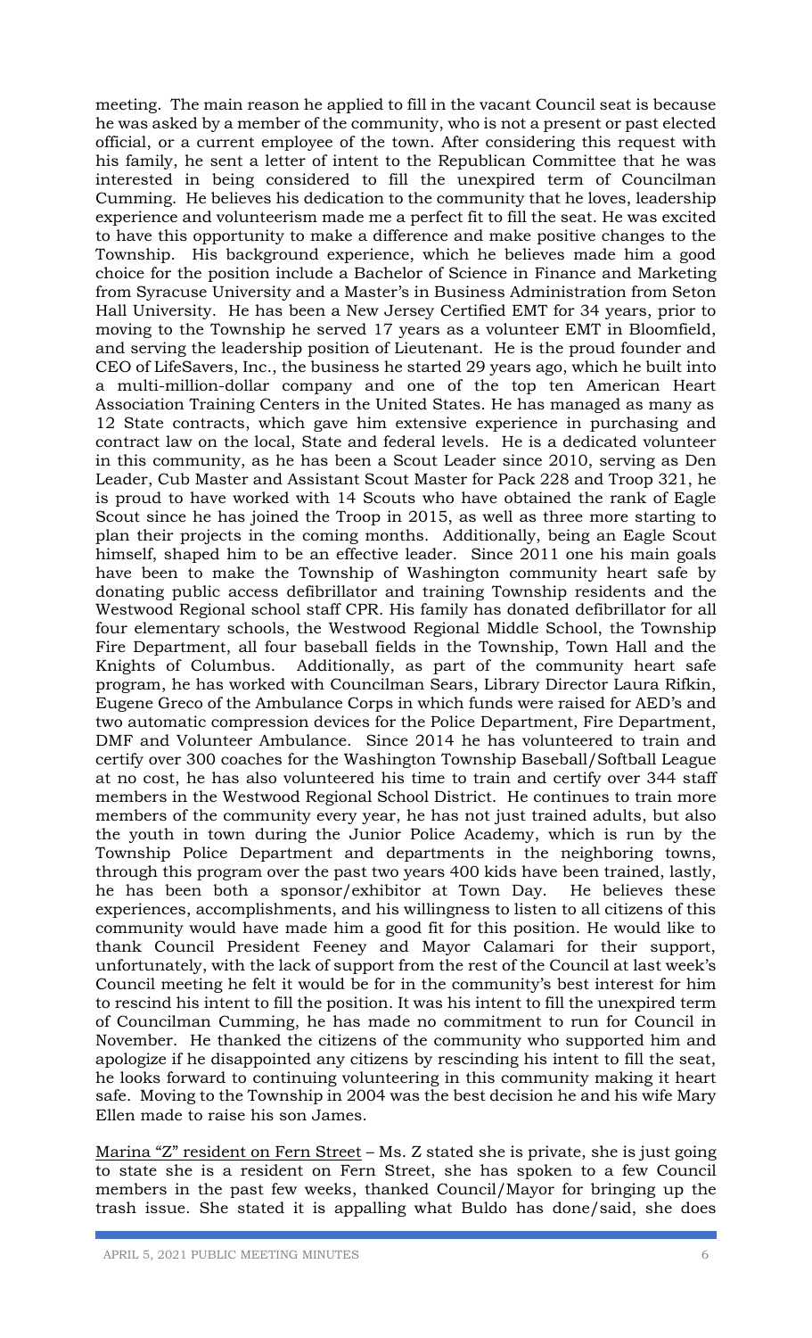meeting. The main reason he applied to fill in the vacant Council seat is because he was asked by a member of the community, who is not a present or past elected official, or a current employee of the town. After considering this request with his family, he sent a letter of intent to the Republican Committee that he was interested in being considered to fill the unexpired term of Councilman Cumming. He believes his dedication to the community that he loves, leadership experience and volunteerism made me a perfect fit to fill the seat. He was excited to have this opportunity to make a difference and make positive changes to the Township. His background experience, which he believes made him a good choice for the position include a Bachelor of Science in Finance and Marketing from Syracuse University and a Master's in Business Administration from Seton Hall University. He has been a New Jersey Certified EMT for 34 years, prior to moving to the Township he served 17 years as a volunteer EMT in Bloomfield, and serving the leadership position of Lieutenant. He is the proud founder and CEO of LifeSavers, Inc., the business he started 29 years ago, which he built into a multi-million-dollar company and one of the top ten American Heart Association Training Centers in the United States. He has managed as many as 12 State contracts, which gave him extensive experience in purchasing and contract law on the local, State and federal levels. He is a dedicated volunteer in this community, as he has been a Scout Leader since 2010, serving as Den Leader, Cub Master and Assistant Scout Master for Pack 228 and Troop 321, he is proud to have worked with 14 Scouts who have obtained the rank of Eagle Scout since he has joined the Troop in 2015, as well as three more starting to plan their projects in the coming months. Additionally, being an Eagle Scout himself, shaped him to be an effective leader. Since 2011 one his main goals have been to make the Township of Washington community heart safe by donating public access defibrillator and training Township residents and the Westwood Regional school staff CPR. His family has donated defibrillator for all four elementary schools, the Westwood Regional Middle School, the Township Fire Department, all four baseball fields in the Township, Town Hall and the Knights of Columbus. Additionally, as part of the community heart safe program, he has worked with Councilman Sears, Library Director Laura Rifkin, Eugene Greco of the Ambulance Corps in which funds were raised for AED's and two automatic compression devices for the Police Department, Fire Department, DMF and Volunteer Ambulance. Since 2014 he has volunteered to train and certify over 300 coaches for the Washington Township Baseball/Softball League at no cost, he has also volunteered his time to train and certify over 344 staff members in the Westwood Regional School District. He continues to train more members of the community every year, he has not just trained adults, but also the youth in town during the Junior Police Academy, which is run by the Township Police Department and departments in the neighboring towns, through this program over the past two years 400 kids have been trained, lastly, he has been both a sponsor/exhibitor at Town Day. He believes these experiences, accomplishments, and his willingness to listen to all citizens of this community would have made him a good fit for this position. He would like to thank Council President Feeney and Mayor Calamari for their support, unfortunately, with the lack of support from the rest of the Council at last week's Council meeting he felt it would be for in the community's best interest for him to rescind his intent to fill the position. It was his intent to fill the unexpired term of Councilman Cumming, he has made no commitment to run for Council in November. He thanked the citizens of the community who supported him and apologize if he disappointed any citizens by rescinding his intent to fill the seat, he looks forward to continuing volunteering in this community making it heart safe. Moving to the Township in 2004 was the best decision he and his wife Mary Ellen made to raise his son James.

Marina "Z" resident on Fern Street – Ms. Z stated she is private, she is just going to state she is a resident on Fern Street, she has spoken to a few Council members in the past few weeks, thanked Council/Mayor for bringing up the trash issue. She stated it is appalling what Buldo has done/said, she does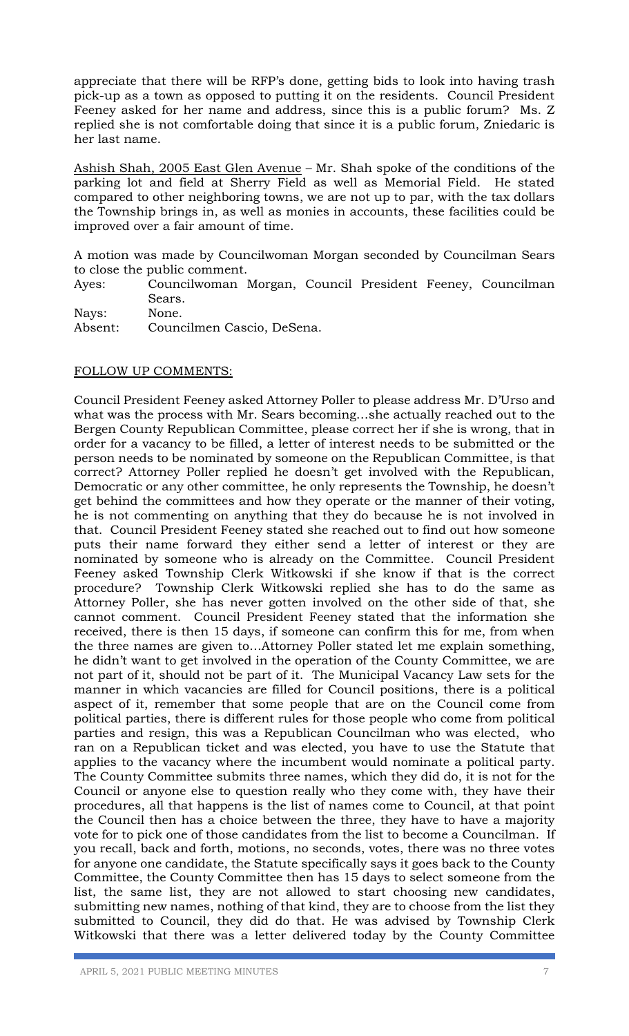appreciate that there will be RFP's done, getting bids to look into having trash pick-up as a town as opposed to putting it on the residents. Council President Feeney asked for her name and address, since this is a public forum? Ms. Z replied she is not comfortable doing that since it is a public forum, Zniedaric is her last name.

Ashish Shah, 2005 East Glen Avenue – Mr. Shah spoke of the conditions of the parking lot and field at Sherry Field as well as Memorial Field. He stated compared to other neighboring towns, we are not up to par, with the tax dollars the Township brings in, as well as monies in accounts, these facilities could be improved over a fair amount of time.

A motion was made by Councilwoman Morgan seconded by Councilman Sears to close the public comment.

Ayes: Councilwoman Morgan, Council President Feeney, Councilman Sears.
Nays: None.
Absent: Councilmen Cascio, DeSena.

## FOLLOW UP COMMENTS:

Council President Feeney asked Attorney Poller to please address Mr. D'Urso and what was the process with Mr. Sears becoming…she actually reached out to the Bergen County Republican Committee, please correct her if she is wrong, that in order for a vacancy to be filled, a letter of interest needs to be submitted or the person needs to be nominated by someone on the Republican Committee, is that correct? Attorney Poller replied he doesn't get involved with the Republican, Democratic or any other committee, he only represents the Township, he doesn't get behind the committees and how they operate or the manner of their voting, he is not commenting on anything that they do because he is not involved in that. Council President Feeney stated she reached out to find out how someone puts their name forward they either send a letter of interest or they are nominated by someone who is already on the Committee. Council President Feeney asked Township Clerk Witkowski if she know if that is the correct procedure? Township Clerk Witkowski replied she has to do the same as Attorney Poller, she has never gotten involved on the other side of that, she cannot comment. Council President Feeney stated that the information she received, there is then 15 days, if someone can confirm this for me, from when the three names are given to…Attorney Poller stated let me explain something, he didn't want to get involved in the operation of the County Committee, we are not part of it, should not be part of it. The Municipal Vacancy Law sets for the manner in which vacancies are filled for Council positions, there is a political aspect of it, remember that some people that are on the Council come from political parties, there is different rules for those people who come from political parties and resign, this was a Republican Councilman who was elected, who ran on a Republican ticket and was elected, you have to use the Statute that applies to the vacancy where the incumbent would nominate a political party. The County Committee submits three names, which they did do, it is not for the Council or anyone else to question really who they come with, they have their procedures, all that happens is the list of names come to Council, at that point the Council then has a choice between the three, they have to have a majority vote for to pick one of those candidates from the list to become a Councilman. If you recall, back and forth, motions, no seconds, votes, there was no three votes for anyone one candidate, the Statute specifically says it goes back to the County Committee, the County Committee then has 15 days to select someone from the list, the same list, they are not allowed to start choosing new candidates, submitting new names, nothing of that kind, they are to choose from the list they submitted to Council, they did do that. He was advised by Township Clerk Witkowski that there was a letter delivered today by the County Committee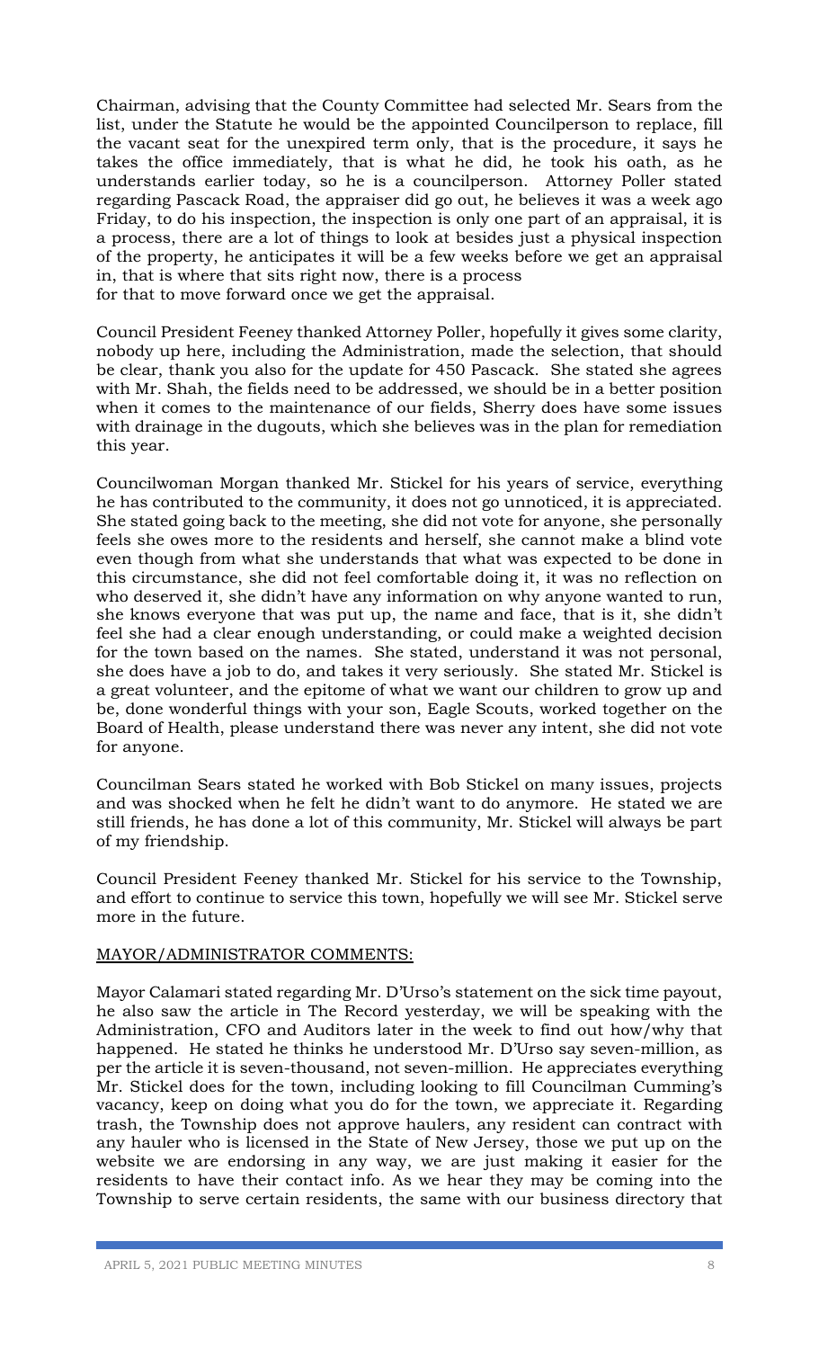Chairman, advising that the County Committee had selected Mr. Sears from the list, under the Statute he would be the appointed Councilperson to replace, fill the vacant seat for the unexpired term only, that is the procedure, it says he takes the office immediately, that is what he did, he took his oath, as he understands earlier today, so he is a councilperson. Attorney Poller stated regarding Pascack Road, the appraiser did go out, he believes it was a week ago Friday, to do his inspection, the inspection is only one part of an appraisal, it is a process, there are a lot of things to look at besides just a physical inspection of the property, he anticipates it will be a few weeks before we get an appraisal in, that is where that sits right now, there is a process for that to move forward once we get the appraisal.

Council President Feeney thanked Attorney Poller, hopefully it gives some clarity, nobody up here, including the Administration, made the selection, that should be clear, thank you also for the update for 450 Pascack. She stated she agrees with Mr. Shah, the fields need to be addressed, we should be in a better position when it comes to the maintenance of our fields, Sherry does have some issues with drainage in the dugouts, which she believes was in the plan for remediation this year.

Councilwoman Morgan thanked Mr. Stickel for his years of service, everything he has contributed to the community, it does not go unnoticed, it is appreciated. She stated going back to the meeting, she did not vote for anyone, she personally feels she owes more to the residents and herself, she cannot make a blind vote even though from what she understands that what was expected to be done in this circumstance, she did not feel comfortable doing it, it was no reflection on who deserved it, she didn't have any information on why anyone wanted to run, she knows everyone that was put up, the name and face, that is it, she didn't feel she had a clear enough understanding, or could make a weighted decision for the town based on the names. She stated, understand it was not personal, she does have a job to do, and takes it very seriously. She stated Mr. Stickel is a great volunteer, and the epitome of what we want our children to grow up and be, done wonderful things with your son, Eagle Scouts, worked together on the Board of Health, please understand there was never any intent, she did not vote for anyone.

Councilman Sears stated he worked with Bob Stickel on many issues, projects and was shocked when he felt he didn't want to do anymore. He stated we are still friends, he has done a lot of this community, Mr. Stickel will always be part of my friendship.

Council President Feeney thanked Mr. Stickel for his service to the Township, and effort to continue to service this town, hopefully we will see Mr. Stickel serve more in the future.

MAYOR/ADMINISTRATOR COMMENTS:

Mayor Calamari stated regarding Mr. D'Urso's statement on the sick time payout, he also saw the article in The Record yesterday, we will be speaking with the Administration, CFO and Auditors later in the week to find out how/why that happened. He stated he thinks he understood Mr. D'Urso say seven-million, as per the article it is seven-thousand, not seven-million. He appreciates everything Mr. Stickel does for the town, including looking to fill Councilman Cumming's vacancy, keep on doing what you do for the town, we appreciate it. Regarding trash, the Township does not approve haulers, any resident can contract with any hauler who is licensed in the State of New Jersey, those we put up on the website we are endorsing in any way, we are just making it easier for the residents to have their contact info. As we hear they may be coming into the Township to serve certain residents, the same with our business directory that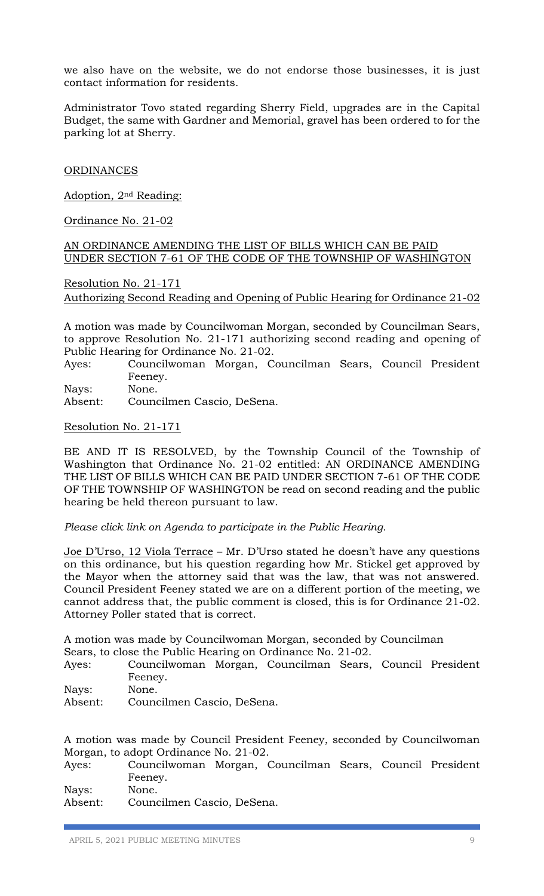we also have on the website, we do not endorse those businesses, it is just contact information for residents.

Administrator Tovo stated regarding Sherry Field, upgrades are in the Capital Budget, the same with Gardner and Memorial, gravel has been ordered to for the parking lot at Sherry.

ORDINANCES

Adoption, 2nd Reading:

Ordinance No. 21-02

AN ORDINANCE AMENDING THE LIST OF BILLS WHICH CAN BE PAID UNDER SECTION 7-61 OF THE CODE OF THE TOWNSHIP OF WASHINGTON

Resolution No. 21-171
Authorizing Second Reading and Opening of Public Hearing for Ordinance 21-02

A motion was made by Councilwoman Morgan, seconded by Councilman Sears, to approve Resolution No. 21-171 authorizing second reading and opening of Public Hearing for Ordinance No. 21-02.

Ayes: Councilwoman Morgan, Councilman Sears, Council President Feeney.
Nays: None.
Absent: Councilmen Cascio, DeSena.

Resolution No. 21-171

BE AND IT IS RESOLVED, by the Township Council of the Township of Washington that Ordinance No. 21-02 entitled: AN ORDINANCE AMENDING THE LIST OF BILLS WHICH CAN BE PAID UNDER SECTION 7-61 OF THE CODE OF THE TOWNSHIP OF WASHINGTON be read on second reading and the public hearing be held thereon pursuant to law.

*Please click link on Agenda to participate in the Public Hearing.*

Joe D'Urso, 12 Viola Terrace – Mr. D'Urso stated he doesn't have any questions on this ordinance, but his question regarding how Mr. Stickel get approved by the Mayor when the attorney said that was the law, that was not answered. Council President Feeney stated we are on a different portion of the meeting, we cannot address that, the public comment is closed, this is for Ordinance 21-02. Attorney Poller stated that is correct.

A motion was made by Councilwoman Morgan, seconded by Councilman Sears, to close the Public Hearing on Ordinance No. 21-02.

Ayes: Councilwoman Morgan, Councilman Sears, Council President Feeney.
Nays: None.
Absent: Councilmen Cascio, DeSena.

A motion was made by Council President Feeney, seconded by Councilwoman Morgan, to adopt Ordinance No. 21-02.

Ayes: Councilwoman Morgan, Councilman Sears, Council President Feeney.
Nays: None.
Absent: Councilmen Cascio, DeSena.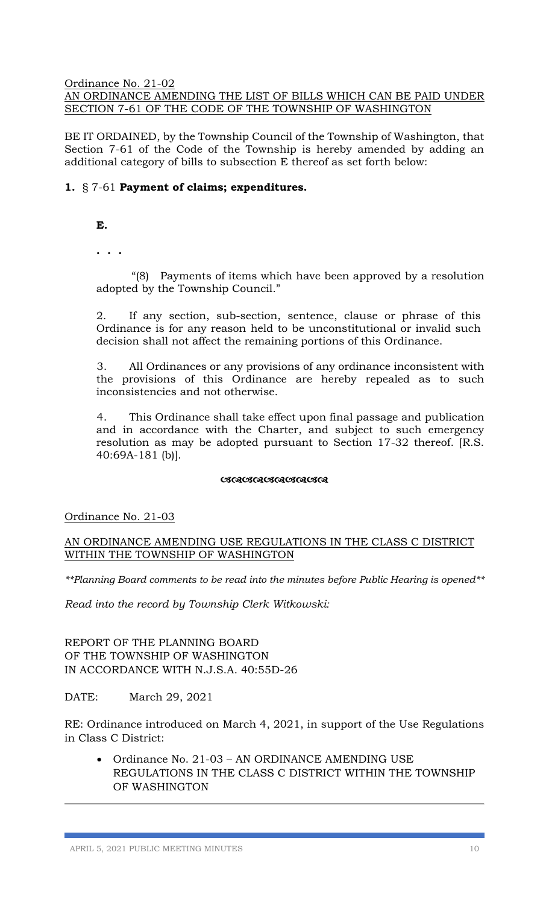Ordinance No. 21-02
AN ORDINANCE AMENDING THE LIST OF BILLS WHICH CAN BE PAID UNDER SECTION 7-61 OF THE CODE OF THE TOWNSHIP OF WASHINGTON

BE IT ORDAINED, by the Township Council of the Township of Washington, that Section 7-61 of the Code of the Township is hereby amended by adding an additional category of bills to subsection E thereof as set forth below:

**1.** § 7-61 **Payment of claims; expenditures.**

**E.**

. . .

"(8) Payments of items which have been approved by a resolution adopted by the Township Council."

2. If any section, sub-section, sentence, clause or phrase of this Ordinance is for any reason held to be unconstitutional or invalid such decision shall not affect the remaining portions of this Ordinance.

3. All Ordinances or any provisions of any ordinance inconsistent with the provisions of this Ordinance are hereby repealed as to such inconsistencies and not otherwise.

4. This Ordinance shall take effect upon final passage and publication and in accordance with the Charter, and subject to such emergency resolution as may be adopted pursuant to Section 17-32 thereof. [R.S. 40:69A-181 (b)].

---

Ordinance No. 21-03

AN ORDINANCE AMENDING USE REGULATIONS IN THE CLASS C DISTRICT WITHIN THE TOWNSHIP OF WASHINGTON

*\*\*Planning Board comments to be read into the minutes before Public Hearing is opened\*\**

*Read into the record by Township Clerk Witkowski:*

REPORT OF THE PLANNING BOARD
OF THE TOWNSHIP OF WASHINGTON
IN ACCORDANCE WITH N.J.S.A. 40:55D-26

DATE: March 29, 2021

RE: Ordinance introduced on March 4, 2021, in support of the Use Regulations in Class C District:

- Ordinance No. 21-03 – AN ORDINANCE AMENDING USE REGULATIONS IN THE CLASS C DISTRICT WITHIN THE TOWNSHIP OF WASHINGTON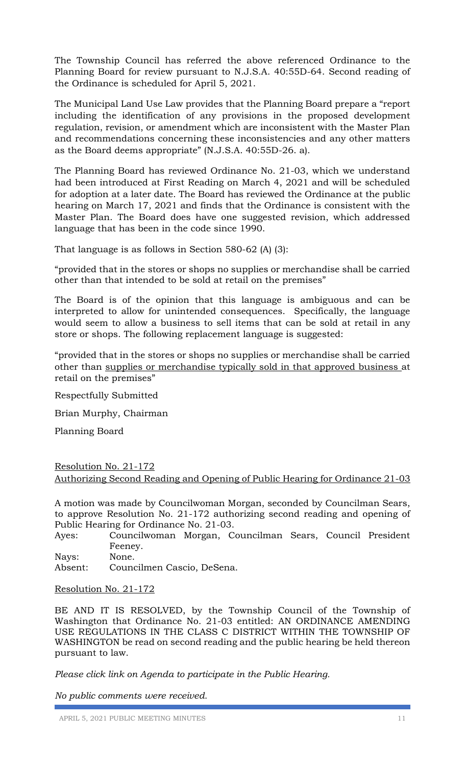The Township Council has referred the above referenced Ordinance to the Planning Board for review pursuant to N.J.S.A. 40:55D-64. Second reading of the Ordinance is scheduled for April 5, 2021.

The Municipal Land Use Law provides that the Planning Board prepare a "report including the identification of any provisions in the proposed development regulation, revision, or amendment which are inconsistent with the Master Plan and recommendations concerning these inconsistencies and any other matters as the Board deems appropriate" (N.J.S.A. 40:55D-26. a).

The Planning Board has reviewed Ordinance No. 21-03, which we understand had been introduced at First Reading on March 4, 2021 and will be scheduled for adoption at a later date. The Board has reviewed the Ordinance at the public hearing on March 17, 2021 and finds that the Ordinance is consistent with the Master Plan. The Board does have one suggested revision, which addressed language that has been in the code since 1990.

That language is as follows in Section 580-62 (A) (3):

"provided that in the stores or shops no supplies or merchandise shall be carried other than that intended to be sold at retail on the premises"

The Board is of the opinion that this language is ambiguous and can be interpreted to allow for unintended consequences. Specifically, the language would seem to allow a business to sell items that can be sold at retail in any store or shops. The following replacement language is suggested:

"provided that in the stores or shops no supplies or merchandise shall be carried other than <u>supplies or merchandise typically sold in that approved business</u> at retail on the premises"

Respectfully Submitted

Brian Murphy, Chairman

Planning Board

<u>Resolution No. 21-172</u>
<u>Authorizing Second Reading and Opening of Public Hearing for Ordinance 21-03</u>

A motion was made by Councilwoman Morgan, seconded by Councilman Sears, to approve Resolution No. 21-172 authorizing second reading and opening of Public Hearing for Ordinance No. 21-03.

Ayes: Councilwoman Morgan, Councilman Sears, Council President Feeney.
Nays: None.
Absent: Councilmen Cascio, DeSena.

<u>Resolution No. 21-172</u>

BE AND IT IS RESOLVED, by the Township Council of the Township of Washington that Ordinance No. 21-03 entitled: AN ORDINANCE AMENDING USE REGULATIONS IN THE CLASS C DISTRICT WITHIN THE TOWNSHIP OF WASHINGTON be read on second reading and the public hearing be held thereon pursuant to law.

*Please click link on Agenda to participate in the Public Hearing.*

*No public comments were received.*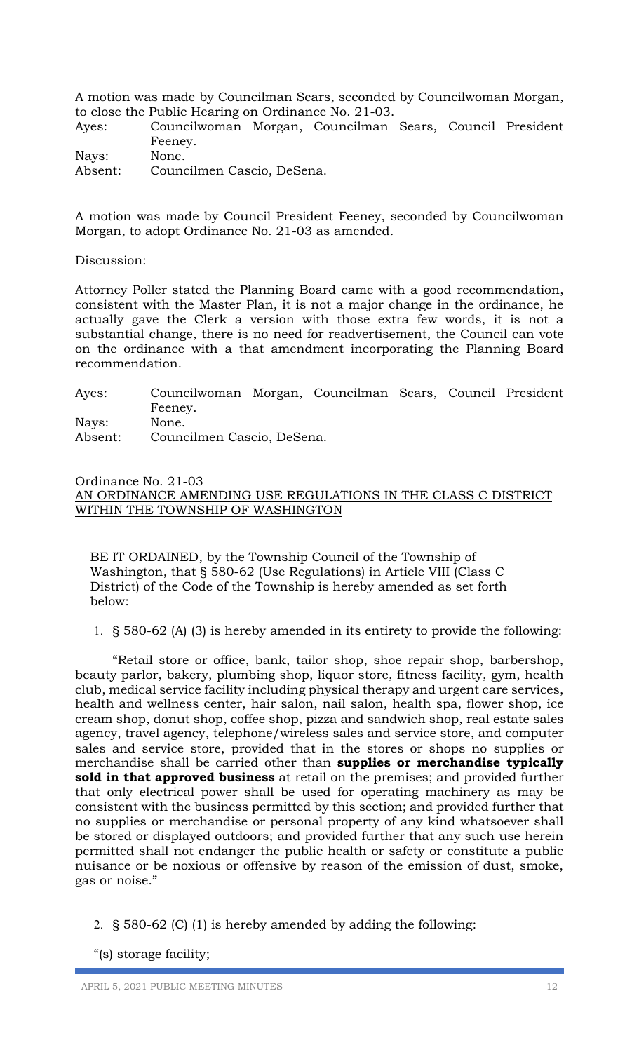A motion was made by Councilman Sears, seconded by Councilwoman Morgan, to close the Public Hearing on Ordinance No. 21-03.

Ayes: Councilwoman Morgan, Councilman Sears, Council President Feeney.
Nays: None.
Absent: Councilmen Cascio, DeSena.

A motion was made by Council President Feeney, seconded by Councilwoman Morgan, to adopt Ordinance No. 21-03 as amended.

Discussion:

Attorney Poller stated the Planning Board came with a good recommendation, consistent with the Master Plan, it is not a major change in the ordinance, he actually gave the Clerk a version with those extra few words, it is not a substantial change, there is no need for readvertisement, the Council can vote on the ordinance with a that amendment incorporating the Planning Board recommendation.

Ayes: Councilwoman Morgan, Councilman Sears, Council President Feeney.
Nays: None.
Absent: Councilmen Cascio, DeSena.

Ordinance No. 21-03
AN ORDINANCE AMENDING USE REGULATIONS IN THE CLASS C DISTRICT WITHIN THE TOWNSHIP OF WASHINGTON

BE IT ORDAINED, by the Township Council of the Township of Washington, that § 580-62 (Use Regulations) in Article VIII (Class C District) of the Code of the Township is hereby amended as set forth below:

1. § 580-62 (A) (3) is hereby amended in its entirety to provide the following:

"Retail store or office, bank, tailor shop, shoe repair shop, barbershop, beauty parlor, bakery, plumbing shop, liquor store, fitness facility, gym, health club, medical service facility including physical therapy and urgent care services, health and wellness center, hair salon, nail salon, health spa, flower shop, ice cream shop, donut shop, coffee shop, pizza and sandwich shop, real estate sales agency, travel agency, telephone/wireless sales and service store, and computer sales and service store, provided that in the stores or shops no supplies or merchandise shall be carried other than **supplies or merchandise typically sold in that approved business** at retail on the premises; and provided further that only electrical power shall be used for operating machinery as may be consistent with the business permitted by this section; and provided further that no supplies or merchandise or personal property of any kind whatsoever shall be stored or displayed outdoors; and provided further that any such use herein permitted shall not endanger the public health or safety or constitute a public nuisance or be noxious or offensive by reason of the emission of dust, smoke, gas or noise."

2. § 580-62 (C) (1) is hereby amended by adding the following:

"(s) storage facility;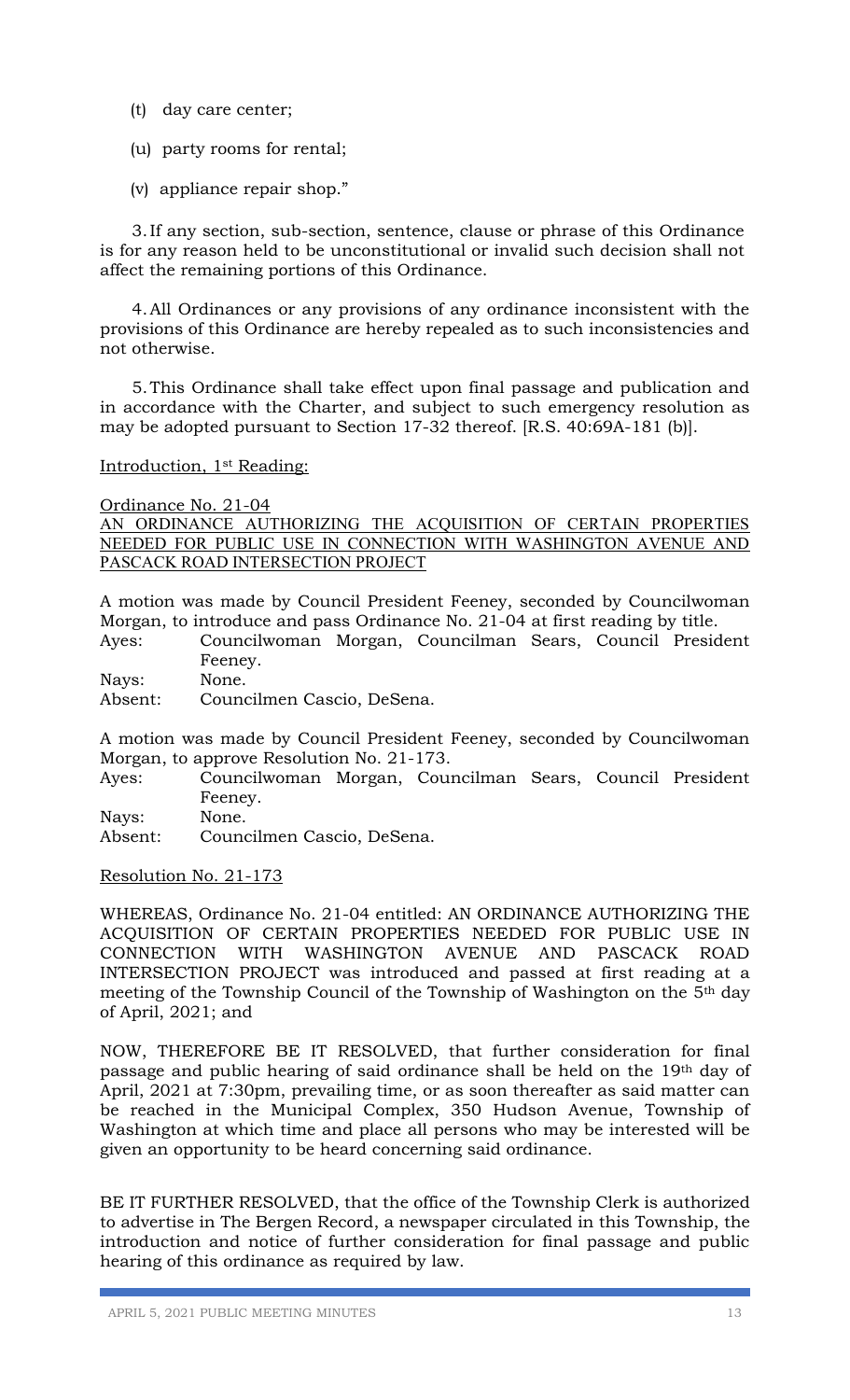(t) day care center;

(u) party rooms for rental;

(v) appliance repair shop."

3. If any section, sub-section, sentence, clause or phrase of this Ordinance is for any reason held to be unconstitutional or invalid such decision shall not affect the remaining portions of this Ordinance.

4. All Ordinances or any provisions of any ordinance inconsistent with the provisions of this Ordinance are hereby repealed as to such inconsistencies and not otherwise.

5. This Ordinance shall take effect upon final passage and publication and in accordance with the Charter, and subject to such emergency resolution as may be adopted pursuant to Section 17-32 thereof. [R.S. 40:69A-181 (b)].

<u>Introduction, 1st Reading:</u>

<u>Ordinance No. 21-04</u>
<u>AN ORDINANCE AUTHORIZING THE ACQUISITION OF CERTAIN PROPERTIES NEEDED FOR PUBLIC USE IN CONNECTION WITH WASHINGTON AVENUE AND PASCACK ROAD INTERSECTION PROJECT</u>

A motion was made by Council President Feeney, seconded by Councilwoman Morgan, to introduce and pass Ordinance No. 21-04 at first reading by title.

Ayes: Councilwoman Morgan, Councilman Sears, Council President Feeney.
Nays: None.
Absent: Councilmen Cascio, DeSena.

A motion was made by Council President Feeney, seconded by Councilwoman Morgan, to approve Resolution No. 21-173.

Ayes: Councilwoman Morgan, Councilman Sears, Council President Feeney.
Nays: None.
Absent: Councilmen Cascio, DeSena.

<u>Resolution No. 21-173</u>

WHEREAS, Ordinance No. 21-04 entitled: AN ORDINANCE AUTHORIZING THE ACQUISITION OF CERTAIN PROPERTIES NEEDED FOR PUBLIC USE IN CONNECTION WITH WASHINGTON AVENUE AND PASCACK ROAD INTERSECTION PROJECT was introduced and passed at first reading at a meeting of the Township Council of the Township of Washington on the 5th day of April, 2021; and

NOW, THEREFORE BE IT RESOLVED, that further consideration for final passage and public hearing of said ordinance shall be held on the 19th day of April, 2021 at 7:30pm, prevailing time, or as soon thereafter as said matter can be reached in the Municipal Complex, 350 Hudson Avenue, Township of Washington at which time and place all persons who may be interested will be given an opportunity to be heard concerning said ordinance.

BE IT FURTHER RESOLVED, that the office of the Township Clerk is authorized to advertise in The Bergen Record, a newspaper circulated in this Township, the introduction and notice of further consideration for final passage and public hearing of this ordinance as required by law.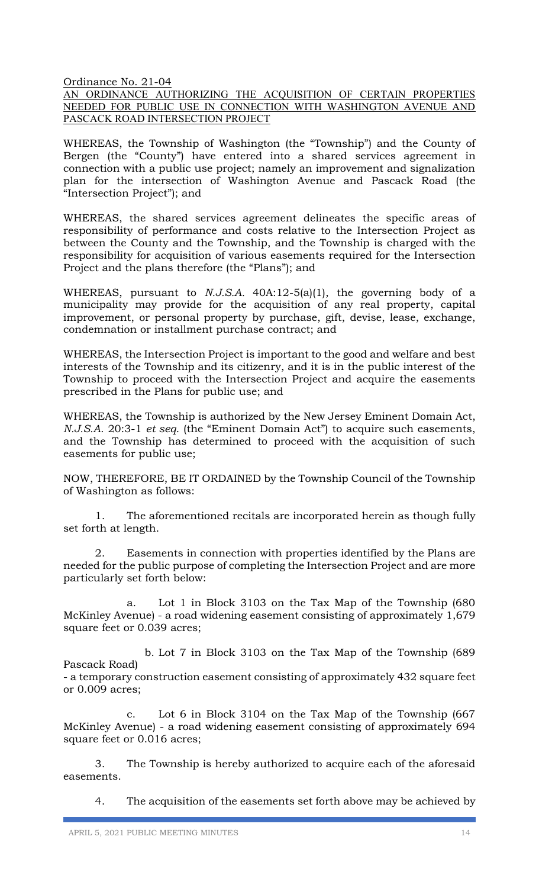Ordinance No. 21-04

AN ORDINANCE AUTHORIZING THE ACQUISITION OF CERTAIN PROPERTIES NEEDED FOR PUBLIC USE IN CONNECTION WITH WASHINGTON AVENUE AND PASCACK ROAD INTERSECTION PROJECT

WHEREAS, the Township of Washington (the "Township") and the County of Bergen (the "County") have entered into a shared services agreement in connection with a public use project; namely an improvement and signalization plan for the intersection of Washington Avenue and Pascack Road (the "Intersection Project"); and

WHEREAS, the shared services agreement delineates the specific areas of responsibility of performance and costs relative to the Intersection Project as between the County and the Township, and the Township is charged with the responsibility for acquisition of various easements required for the Intersection Project and the plans therefore (the "Plans"); and

WHEREAS, pursuant to *N.J.S.A.* 40A:12-5(a)(1), the governing body of a municipality may provide for the acquisition of any real property, capital improvement, or personal property by purchase, gift, devise, lease, exchange, condemnation or installment purchase contract; and

WHEREAS, the Intersection Project is important to the good and welfare and best interests of the Township and its citizenry, and it is in the public interest of the Township to proceed with the Intersection Project and acquire the easements prescribed in the Plans for public use; and

WHEREAS, the Township is authorized by the New Jersey Eminent Domain Act, *N.J.S.A.* 20:3-1 *et seq*. (the "Eminent Domain Act") to acquire such easements, and the Township has determined to proceed with the acquisition of such easements for public use;

NOW, THEREFORE, BE IT ORDAINED by the Township Council of the Township of Washington as follows:

1. The aforementioned recitals are incorporated herein as though fully set forth at length.

2. Easements in connection with properties identified by the Plans are needed for the public purpose of completing the Intersection Project and are more particularly set forth below:

   a. Lot 1 in Block 3103 on the Tax Map of the Township (680 McKinley Avenue) - a road widening easement consisting of approximately 1,679 square feet or 0.039 acres;

   b. Lot 7 in Block 3103 on the Tax Map of the Township (689 Pascack Road) - a temporary construction easement consisting of approximately 432 square feet or 0.009 acres;

   c. Lot 6 in Block 3104 on the Tax Map of the Township (667 McKinley Avenue) - a road widening easement consisting of approximately 694 square feet or 0.016 acres;

3. The Township is hereby authorized to acquire each of the aforesaid easements.

4. The acquisition of the easements set forth above may be achieved by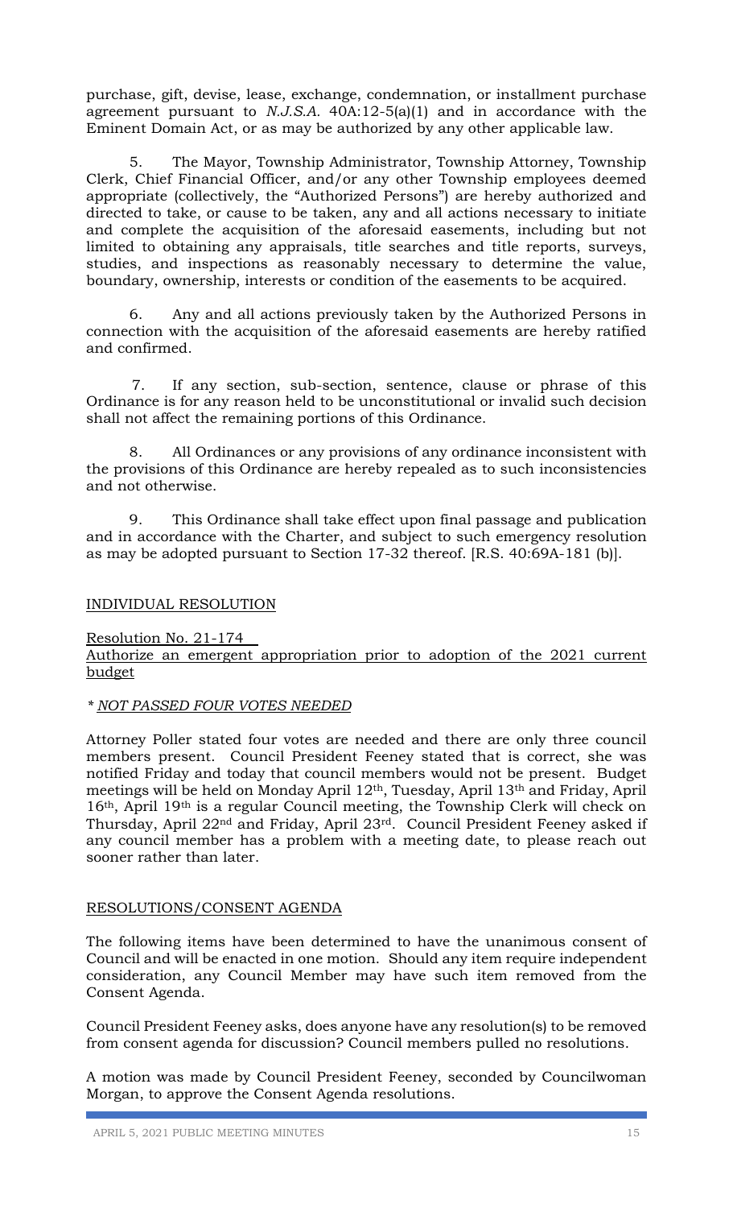purchase, gift, devise, lease, exchange, condemnation, or installment purchase agreement pursuant to *N.J.S.A.* 40A:12-5(a)(1) and in accordance with the Eminent Domain Act, or as may be authorized by any other applicable law.

5. The Mayor, Township Administrator, Township Attorney, Township Clerk, Chief Financial Officer, and/or any other Township employees deemed appropriate (collectively, the "Authorized Persons") are hereby authorized and directed to take, or cause to be taken, any and all actions necessary to initiate and complete the acquisition of the aforesaid easements, including but not limited to obtaining any appraisals, title searches and title reports, surveys, studies, and inspections as reasonably necessary to determine the value, boundary, ownership, interests or condition of the easements to be acquired.

6. Any and all actions previously taken by the Authorized Persons in connection with the acquisition of the aforesaid easements are hereby ratified and confirmed.

7. If any section, sub-section, sentence, clause or phrase of this Ordinance is for any reason held to be unconstitutional or invalid such decision shall not affect the remaining portions of this Ordinance.

8. All Ordinances or any provisions of any ordinance inconsistent with the provisions of this Ordinance are hereby repealed as to such inconsistencies and not otherwise.

9. This Ordinance shall take effect upon final passage and publication and in accordance with the Charter, and subject to such emergency resolution as may be adopted pursuant to Section 17-32 thereof. [R.S. 40:69A-181 (b)].

INDIVIDUAL RESOLUTION

Resolution No. 21-174
Authorize an emergent appropriation prior to adoption of the 2021 current budget

*\* NOT PASSED FOUR VOTES NEEDED*

Attorney Poller stated four votes are needed and there are only three council members present. Council President Feeney stated that is correct, she was notified Friday and today that council members would not be present. Budget meetings will be held on Monday April 12th, Tuesday, April 13th and Friday, April 16th, April 19th is a regular Council meeting, the Township Clerk will check on Thursday, April 22nd and Friday, April 23rd. Council President Feeney asked if any council member has a problem with a meeting date, to please reach out sooner rather than later.

RESOLUTIONS/CONSENT AGENDA

The following items have been determined to have the unanimous consent of Council and will be enacted in one motion. Should any item require independent consideration, any Council Member may have such item removed from the Consent Agenda.

Council President Feeney asks, does anyone have any resolution(s) to be removed from consent agenda for discussion? Council members pulled no resolutions.

A motion was made by Council President Feeney, seconded by Councilwoman Morgan, to approve the Consent Agenda resolutions.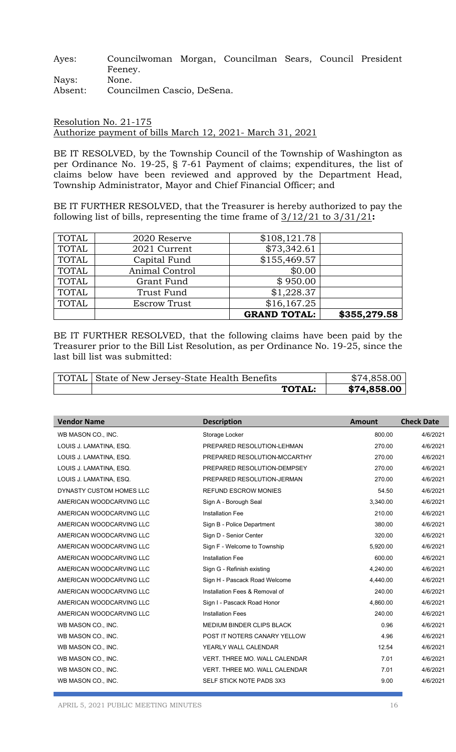Ayes: Councilwoman Morgan, Councilman Sears, Council President Feeney.
Nays: None.
Absent: Councilmen Cascio, DeSena.

Resolution No. 21-175
Authorize payment of bills March 12, 2021- March 31, 2021

BE IT RESOLVED, by the Township Council of the Township of Washington as per Ordinance No. 19-25, § 7-61 Payment of claims; expenditures, the list of claims below have been reviewed and approved by the Department Head, Township Administrator, Mayor and Chief Financial Officer; and

BE IT FURTHER RESOLVED, that the Treasurer is hereby authorized to pay the following list of bills, representing the time frame of 3/12/21 to 3/31/21**:**

| | | | |
|---|---|---|---|
| TOTAL | 2020 Reserve | $108,121.78 | |
| TOTAL | 2021 Current | $73,342.61 | |
| TOTAL | Capital Fund | $155,469.57 | |
| TOTAL | Animal Control | $0.00 | |
| TOTAL | Grant Fund | $ 950.00 | |
| TOTAL | Trust Fund | $1,228.37 | |
| TOTAL | Escrow Trust | $16,167.25 | |
| | | **GRAND TOTAL:** | **$355,279.58** |

BE IT FURTHER RESOLVED, that the following claims have been paid by the Treasurer prior to the Bill List Resolution, as per Ordinance No. 19-25, since the last bill list was submitted:

| | | |
|---|---|---|
| TOTAL | State of New Jersey-State Health Benefits | $74,858.00 |
| | **TOTAL:** | **$74,858.00** |

| Vendor Name | Description | Amount | Check Date |
|---|---|---|---|
| WB MASON CO., INC. | Storage Locker | 800.00 | 4/6/2021 |
| LOUIS J. LAMATINA, ESQ. | PREPARED RESOLUTION-LEHMAN | 270.00 | 4/6/2021 |
| LOUIS J. LAMATINA, ESQ. | PREPARED RESOLUTION-MCCARTHY | 270.00 | 4/6/2021 |
| LOUIS J. LAMATINA, ESQ. | PREPARED RESOLUTION-DEMPSEY | 270.00 | 4/6/2021 |
| LOUIS J. LAMATINA, ESQ. | PREPARED RESOLUTION-JERMAN | 270.00 | 4/6/2021 |
| DYNASTY CUSTOM HOMES LLC | REFUND ESCROW MONIES | 54.50 | 4/6/2021 |
| AMERICAN WOODCARVING LLC | Sign A - Borough Seal | 3,340.00 | 4/6/2021 |
| AMERICAN WOODCARVING LLC | Installation Fee | 210.00 | 4/6/2021 |
| AMERICAN WOODCARVING LLC | Sign B - Police Department | 380.00 | 4/6/2021 |
| AMERICAN WOODCARVING LLC | Sign D - Senior Center | 320.00 | 4/6/2021 |
| AMERICAN WOODCARVING LLC | Sign F - Welcome to Township | 5,920.00 | 4/6/2021 |
| AMERICAN WOODCARVING LLC | Installation Fee | 600.00 | 4/6/2021 |
| AMERICAN WOODCARVING LLC | Sign G - Refinish existing | 4,240.00 | 4/6/2021 |
| AMERICAN WOODCARVING LLC | Sign H - Pascack Road Welcome | 4,440.00 | 4/6/2021 |
| AMERICAN WOODCARVING LLC | Installation Fees & Removal of | 240.00 | 4/6/2021 |
| AMERICAN WOODCARVING LLC | Sign I - Pascack Road Honor | 4,860.00 | 4/6/2021 |
| AMERICAN WOODCARVING LLC | Installation Fees | 240.00 | 4/6/2021 |
| WB MASON CO., INC. | MEDIUM BINDER CLIPS BLACK | 0.96 | 4/6/2021 |
| WB MASON CO., INC. | POST IT NOTERS CANARY YELLOW | 4.96 | 4/6/2021 |
| WB MASON CO., INC. | YEARLY WALL CALENDAR | 12.54 | 4/6/2021 |
| WB MASON CO., INC. | VERT. THREE MO. WALL CALENDAR | 7.01 | 4/6/2021 |
| WB MASON CO., INC. | VERT. THREE MO. WALL CALENDAR | 7.01 | 4/6/2021 |
| WB MASON CO., INC. | SELF STICK NOTE PADS 3X3 | 9.00 | 4/6/2021 |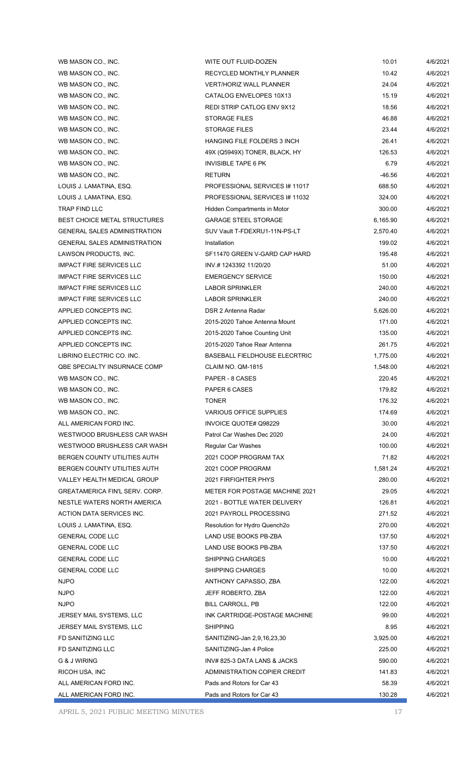| | | | |
|---|---|---|---|
| WB MASON CO., INC. | WITE OUT FLUID-DOZEN | 10.01 | 4/6/2021 |
| WB MASON CO., INC. | RECYCLED MONTHLY PLANNER | 10.42 | 4/6/2021 |
| WB MASON CO., INC. | VERT/HORIZ WALL PLANNER | 24.04 | 4/6/2021 |
| WB MASON CO., INC. | CATALOG ENVELOPES 10X13 | 15.19 | 4/6/2021 |
| WB MASON CO., INC. | REDI STRIP CATLOG ENV 9X12 | 18.56 | 4/6/2021 |
| WB MASON CO., INC. | STORAGE FILES | 46.88 | 4/6/2021 |
| WB MASON CO., INC. | STORAGE FILES | 23.44 | 4/6/2021 |
| WB MASON CO., INC. | HANGING FILE FOLDERS 3 INCH | 26.41 | 4/6/2021 |
| WB MASON CO., INC. | 49X (Q5949X) TONER, BLACK, HY | 126.53 | 4/6/2021 |
| WB MASON CO., INC. | INVISIBLE TAPE 6 PK | 6.79 | 4/6/2021 |
| WB MASON CO., INC. | RETURN | -46.56 | 4/6/2021 |
| LOUIS J. LAMATINA, ESQ. | PROFESSIONAL SERVICES I# 11017 | 688.50 | 4/6/2021 |
| LOUIS J. LAMATINA, ESQ. | PROFESSIONAL SERVICES I# 11032 | 324.00 | 4/6/2021 |
| TRAP FIND LLC | Hidden Compartments in Motor | 300.00 | 4/6/2021 |
| BEST CHOICE METAL STRUCTURES | GARAGE STEEL STORAGE | 6,165.90 | 4/6/2021 |
| GENERAL SALES ADMINISTRATION | SUV Vault T-FDEXRU1-11N-PS-LT | 2,570.40 | 4/6/2021 |
| GENERAL SALES ADMINISTRATION | Installation | 199.02 | 4/6/2021 |
| LAWSON PRODUCTS, INC. | SF11470 GREEN V-GARD CAP HARD | 195.48 | 4/6/2021 |
| IMPACT FIRE SERVICES LLC | INV.# 1243392 11/20/20 | 51.00 | 4/6/2021 |
| IMPACT FIRE SERVICES LLC | EMERGENCY SERVICE | 150.00 | 4/6/2021 |
| IMPACT FIRE SERVICES LLC | LABOR SPRINKLER | 240.00 | 4/6/2021 |
| IMPACT FIRE SERVICES LLC | LABOR SPRINKLER | 240.00 | 4/6/2021 |
| APPLIED CONCEPTS INC. | DSR 2 Antenna Radar | 5,626.00 | 4/6/2021 |
| APPLIED CONCEPTS INC. | 2015-2020 Tahoe Antenna Mount | 171.00 | 4/6/2021 |
| APPLIED CONCEPTS INC. | 2015-2020 Tahoe Counting Unit | 135.00 | 4/6/2021 |
| APPLIED CONCEPTS INC. | 2015-2020 Tahoe Rear Antenna | 261.75 | 4/6/2021 |
| LIBRINO ELECTRIC CO. INC. | BASEBALL FIELDHOUSE ELECRTRIC | 1,775.00 | 4/6/2021 |
| QBE SPECIALTY INSURANCE COMP | CLAIM NO. QM-1815 | 1,548.00 | 4/6/2021 |
| WB MASON CO., INC. | PAPER - 8 CASES | 220.45 | 4/6/2021 |
| WB MASON CO., INC. | PAPER 6 CASES | 179.82 | 4/6/2021 |
| WB MASON CO., INC. | TONER | 176.32 | 4/6/2021 |
| WB MASON CO., INC. | VARIOUS OFFICE SUPPLIES | 174.69 | 4/6/2021 |
| ALL AMERICAN FORD INC. | INVOICE QUOTE# Q98229 | 30.00 | 4/6/2021 |
| WESTWOOD BRUSHLESS CAR WASH | Patrol Car Washes Dec 2020 | 24.00 | 4/6/2021 |
| WESTWOOD BRUSHLESS CAR WASH | Regular Car Washes | 100.00 | 4/6/2021 |
| BERGEN COUNTY UTILITIES AUTH | 2021 COOP PROGRAM TAX | 71.82 | 4/6/2021 |
| BERGEN COUNTY UTILITIES AUTH | 2021 COOP PROGRAM | 1,581.24 | 4/6/2021 |
| VALLEY HEALTH MEDICAL GROUP | 2021 FIRFIGHTER PHYS | 280.00 | 4/6/2021 |
| GREATAMERICA FIN'L SERV. CORP. | METER FOR POSTAGE MACHINE 2021 | 29.05 | 4/6/2021 |
| NESTLE WATERS NORTH AMERICA | 2021 - BOTTLE WATER DELIVERY | 126.81 | 4/6/2021 |
| ACTION DATA SERVICES INC. | 2021 PAYROLL PROCESSING | 271.52 | 4/6/2021 |
| LOUIS J. LAMATINA, ESQ. | Resolution for Hydro Quench2o | 270.00 | 4/6/2021 |
| GENERAL CODE LLC | LAND USE BOOKS PB-ZBA | 137.50 | 4/6/2021 |
| GENERAL CODE LLC | LAND USE BOOKS PB-ZBA | 137.50 | 4/6/2021 |
| GENERAL CODE LLC | SHIPPING CHARGES | 10.00 | 4/6/2021 |
| GENERAL CODE LLC | SHIPPING CHARGES | 10.00 | 4/6/2021 |
| NJPO | ANTHONY CAPASSO, ZBA | 122.00 | 4/6/2021 |
| NJPO | JEFF ROBERTO, ZBA | 122.00 | 4/6/2021 |
| NJPO | BILL CARROLL, PB | 122.00 | 4/6/2021 |
| JERSEY MAIL SYSTEMS, LLC | INK CARTRIDGE-POSTAGE MACHINE | 99.00 | 4/6/2021 |
| JERSEY MAIL SYSTEMS, LLC | SHIPPING | 8.95 | 4/6/2021 |
| FD SANITIZING LLC | SANITIZING-Jan 2,9,16,23,30 | 3,925.00 | 4/6/2021 |
| FD SANITIZING LLC | SANITIZING-Jan 4 Police | 225.00 | 4/6/2021 |
| G & J WIRING | INV# 825-3 DATA LANS & JACKS | 590.00 | 4/6/2021 |
| RICOH USA, INC | ADMINISTRATION COPIER CREDIT | 141.83 | 4/6/2021 |
| ALL AMERICAN FORD INC. | Pads and Rotors for Car 43 | 58.39 | 4/6/2021 |
| ALL AMERICAN FORD INC. | Pads and Rotors for Car 43 | 130.28 | 4/6/2021 |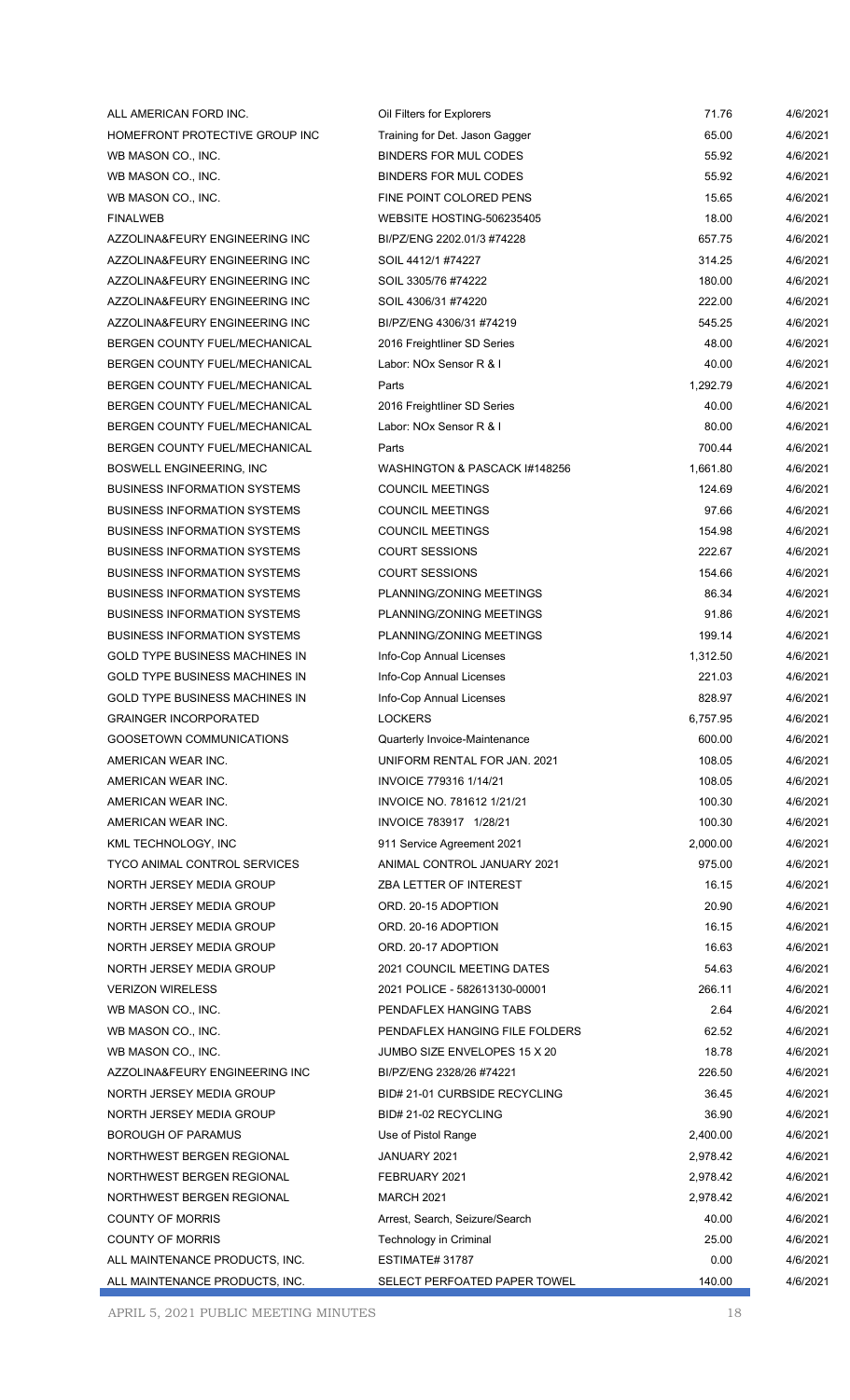| | | | |
|---|---|---|---|
| ALL AMERICAN FORD INC. | Oil Filters for Explorers | 71.76 | 4/6/2021 |
| HOMEFRONT PROTECTIVE GROUP INC | Training for Det. Jason Gagger | 65.00 | 4/6/2021 |
| WB MASON CO., INC. | BINDERS FOR MUL CODES | 55.92 | 4/6/2021 |
| WB MASON CO., INC. | BINDERS FOR MUL CODES | 55.92 | 4/6/2021 |
| WB MASON CO., INC. | FINE POINT COLORED PENS | 15.65 | 4/6/2021 |
| FINALWEB | WEBSITE HOSTING-506235405 | 18.00 | 4/6/2021 |
| AZZOLINA&FEURY ENGINEERING INC | BI/PZ/ENG 2202.01/3 #74228 | 657.75 | 4/6/2021 |
| AZZOLINA&FEURY ENGINEERING INC | SOIL 4412/1 #74227 | 314.25 | 4/6/2021 |
| AZZOLINA&FEURY ENGINEERING INC | SOIL 3305/76 #74222 | 180.00 | 4/6/2021 |
| AZZOLINA&FEURY ENGINEERING INC | SOIL 4306/31 #74220 | 222.00 | 4/6/2021 |
| AZZOLINA&FEURY ENGINEERING INC | BI/PZ/ENG 4306/31 #74219 | 545.25 | 4/6/2021 |
| BERGEN COUNTY FUEL/MECHANICAL | 2016 Freightliner SD Series | 48.00 | 4/6/2021 |
| BERGEN COUNTY FUEL/MECHANICAL | Labor: NOx Sensor R & I | 40.00 | 4/6/2021 |
| BERGEN COUNTY FUEL/MECHANICAL | Parts | 1,292.79 | 4/6/2021 |
| BERGEN COUNTY FUEL/MECHANICAL | 2016 Freightliner SD Series | 40.00 | 4/6/2021 |
| BERGEN COUNTY FUEL/MECHANICAL | Labor: NOx Sensor R & I | 80.00 | 4/6/2021 |
| BERGEN COUNTY FUEL/MECHANICAL | Parts | 700.44 | 4/6/2021 |
| BOSWELL ENGINEERING, INC | WASHINGTON & PASCACK I#148256 | 1,661.80 | 4/6/2021 |
| BUSINESS INFORMATION SYSTEMS | COUNCIL MEETINGS | 124.69 | 4/6/2021 |
| BUSINESS INFORMATION SYSTEMS | COUNCIL MEETINGS | 97.66 | 4/6/2021 |
| BUSINESS INFORMATION SYSTEMS | COUNCIL MEETINGS | 154.98 | 4/6/2021 |
| BUSINESS INFORMATION SYSTEMS | COURT SESSIONS | 222.67 | 4/6/2021 |
| BUSINESS INFORMATION SYSTEMS | COURT SESSIONS | 154.66 | 4/6/2021 |
| BUSINESS INFORMATION SYSTEMS | PLANNING/ZONING MEETINGS | 86.34 | 4/6/2021 |
| BUSINESS INFORMATION SYSTEMS | PLANNING/ZONING MEETINGS | 91.86 | 4/6/2021 |
| BUSINESS INFORMATION SYSTEMS | PLANNING/ZONING MEETINGS | 199.14 | 4/6/2021 |
| GOLD TYPE BUSINESS MACHINES IN | Info-Cop Annual Licenses | 1,312.50 | 4/6/2021 |
| GOLD TYPE BUSINESS MACHINES IN | Info-Cop Annual Licenses | 221.03 | 4/6/2021 |
| GOLD TYPE BUSINESS MACHINES IN | Info-Cop Annual Licenses | 828.97 | 4/6/2021 |
| GRAINGER INCORPORATED | LOCKERS | 6,757.95 | 4/6/2021 |
| GOOSETOWN COMMUNICATIONS | Quarterly Invoice-Maintenance | 600.00 | 4/6/2021 |
| AMERICAN WEAR INC. | UNIFORM RENTAL FOR JAN. 2021 | 108.05 | 4/6/2021 |
| AMERICAN WEAR INC. | INVOICE 779316 1/14/21 | 108.05 | 4/6/2021 |
| AMERICAN WEAR INC. | INVOICE NO. 781612 1/21/21 | 100.30 | 4/6/2021 |
| AMERICAN WEAR INC. | INVOICE 783917 1/28/21 | 100.30 | 4/6/2021 |
| KML TECHNOLOGY, INC | 911 Service Agreement 2021 | 2,000.00 | 4/6/2021 |
| TYCO ANIMAL CONTROL SERVICES | ANIMAL CONTROL JANUARY 2021 | 975.00 | 4/6/2021 |
| NORTH JERSEY MEDIA GROUP | ZBA LETTER OF INTEREST | 16.15 | 4/6/2021 |
| NORTH JERSEY MEDIA GROUP | ORD. 20-15 ADOPTION | 20.90 | 4/6/2021 |
| NORTH JERSEY MEDIA GROUP | ORD. 20-16 ADOPTION | 16.15 | 4/6/2021 |
| NORTH JERSEY MEDIA GROUP | ORD. 20-17 ADOPTION | 16.63 | 4/6/2021 |
| NORTH JERSEY MEDIA GROUP | 2021 COUNCIL MEETING DATES | 54.63 | 4/6/2021 |
| VERIZON WIRELESS | 2021 POLICE - 582613130-00001 | 266.11 | 4/6/2021 |
| WB MASON CO., INC. | PENDAFLEX HANGING TABS | 2.64 | 4/6/2021 |
| WB MASON CO., INC. | PENDAFLEX HANGING FILE FOLDERS | 62.52 | 4/6/2021 |
| WB MASON CO., INC. | JUMBO SIZE ENVELOPES 15 X 20 | 18.78 | 4/6/2021 |
| AZZOLINA&FEURY ENGINEERING INC | BI/PZ/ENG 2328/26 #74221 | 226.50 | 4/6/2021 |
| NORTH JERSEY MEDIA GROUP | BID# 21-01 CURBSIDE RECYCLING | 36.45 | 4/6/2021 |
| NORTH JERSEY MEDIA GROUP | BID# 21-02 RECYCLING | 36.90 | 4/6/2021 |
| BOROUGH OF PARAMUS | Use of Pistol Range | 2,400.00 | 4/6/2021 |
| NORTHWEST BERGEN REGIONAL | JANUARY 2021 | 2,978.42 | 4/6/2021 |
| NORTHWEST BERGEN REGIONAL | FEBRUARY 2021 | 2,978.42 | 4/6/2021 |
| NORTHWEST BERGEN REGIONAL | MARCH 2021 | 2,978.42 | 4/6/2021 |
| COUNTY OF MORRIS | Arrest, Search, Seizure/Search | 40.00 | 4/6/2021 |
| COUNTY OF MORRIS | Technology in Criminal | 25.00 | 4/6/2021 |
| ALL MAINTENANCE PRODUCTS, INC. | ESTIMATE# 31787 | 0.00 | 4/6/2021 |
| ALL MAINTENANCE PRODUCTS, INC. | SELECT PERFOATED PAPER TOWEL | 140.00 | 4/6/2021 |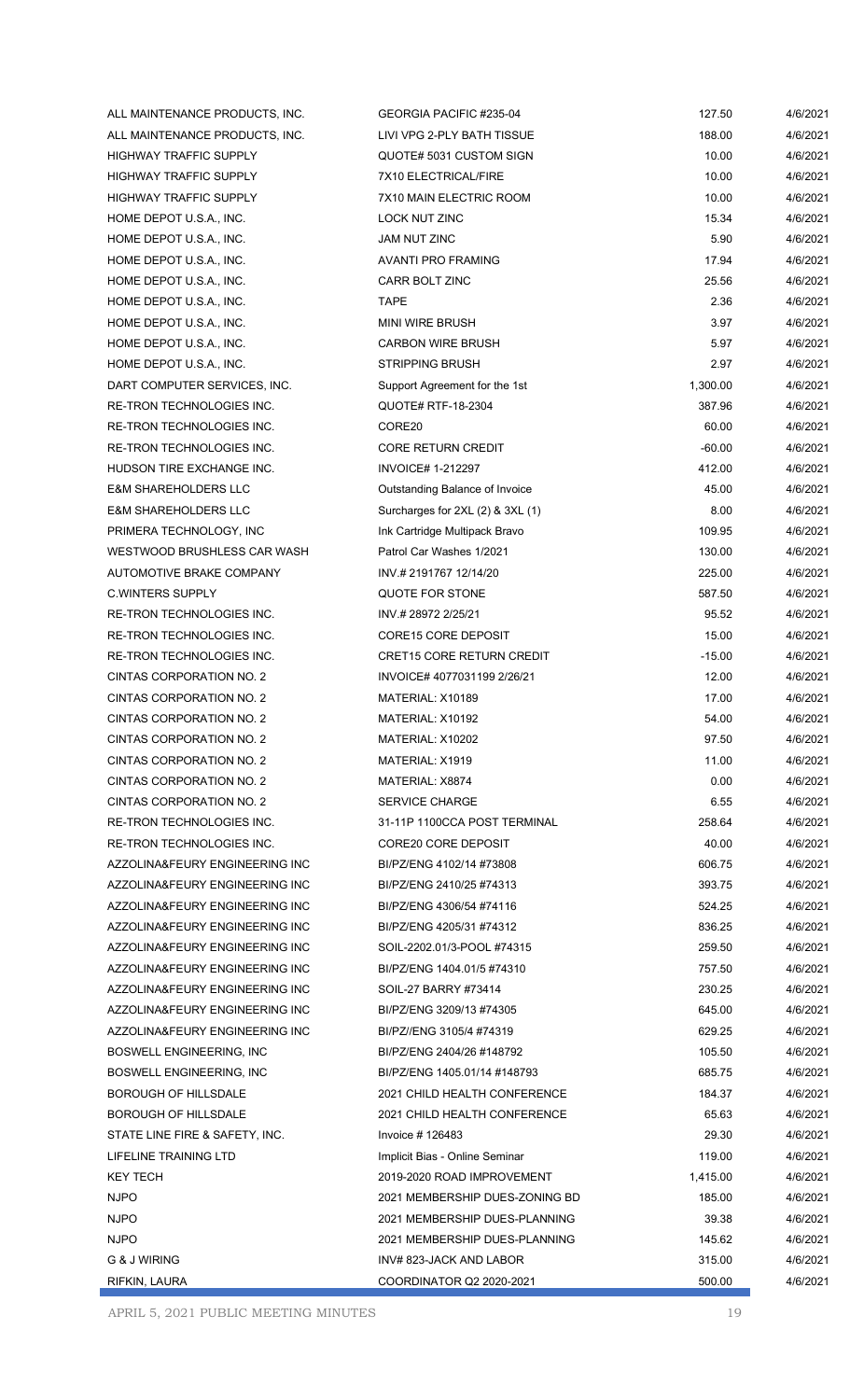| | | | |
|---|---|---|---|
| ALL MAINTENANCE PRODUCTS, INC. | GEORGIA PACIFIC #235-04 | 127.50 | 4/6/2021 |
| ALL MAINTENANCE PRODUCTS, INC. | LIVI VPG 2-PLY BATH TISSUE | 188.00 | 4/6/2021 |
| HIGHWAY TRAFFIC SUPPLY | QUOTE# 5031 CUSTOM SIGN | 10.00 | 4/6/2021 |
| HIGHWAY TRAFFIC SUPPLY | 7X10 ELECTRICAL/FIRE | 10.00 | 4/6/2021 |
| HIGHWAY TRAFFIC SUPPLY | 7X10 MAIN ELECTRIC ROOM | 10.00 | 4/6/2021 |
| HOME DEPOT U.S.A., INC. | LOCK NUT ZINC | 15.34 | 4/6/2021 |
| HOME DEPOT U.S.A., INC. | JAM NUT ZINC | 5.90 | 4/6/2021 |
| HOME DEPOT U.S.A., INC. | AVANTI PRO FRAMING | 17.94 | 4/6/2021 |
| HOME DEPOT U.S.A., INC. | CARR BOLT ZINC | 25.56 | 4/6/2021 |
| HOME DEPOT U.S.A., INC. | TAPE | 2.36 | 4/6/2021 |
| HOME DEPOT U.S.A., INC. | MINI WIRE BRUSH | 3.97 | 4/6/2021 |
| HOME DEPOT U.S.A., INC. | CARBON WIRE BRUSH | 5.97 | 4/6/2021 |
| HOME DEPOT U.S.A., INC. | STRIPPING BRUSH | 2.97 | 4/6/2021 |
| DART COMPUTER SERVICES, INC. | Support Agreement for the 1st | 1,300.00 | 4/6/2021 |
| RE-TRON TECHNOLOGIES INC. | QUOTE# RTF-18-2304 | 387.96 | 4/6/2021 |
| RE-TRON TECHNOLOGIES INC. | CORE20 | 60.00 | 4/6/2021 |
| RE-TRON TECHNOLOGIES INC. | CORE RETURN CREDIT | -60.00 | 4/6/2021 |
| HUDSON TIRE EXCHANGE INC. | INVOICE# 1-212297 | 412.00 | 4/6/2021 |
| E&M SHAREHOLDERS LLC | Outstanding Balance of Invoice | 45.00 | 4/6/2021 |
| E&M SHAREHOLDERS LLC | Surcharges for 2XL (2) & 3XL (1) | 8.00 | 4/6/2021 |
| PRIMERA TECHNOLOGY, INC | Ink Cartridge Multipack Bravo | 109.95 | 4/6/2021 |
| WESTWOOD BRUSHLESS CAR WASH | Patrol Car Washes 1/2021 | 130.00 | 4/6/2021 |
| AUTOMOTIVE BRAKE COMPANY | INV.# 2191767 12/14/20 | 225.00 | 4/6/2021 |
| C.WINTERS SUPPLY | QUOTE FOR STONE | 587.50 | 4/6/2021 |
| RE-TRON TECHNOLOGIES INC. | INV.# 28972 2/25/21 | 95.52 | 4/6/2021 |
| RE-TRON TECHNOLOGIES INC. | CORE15 CORE DEPOSIT | 15.00 | 4/6/2021 |
| RE-TRON TECHNOLOGIES INC. | CRET15 CORE RETURN CREDIT | -15.00 | 4/6/2021 |
| CINTAS CORPORATION NO. 2 | INVOICE# 4077031199 2/26/21 | 12.00 | 4/6/2021 |
| CINTAS CORPORATION NO. 2 | MATERIAL: X10189 | 17.00 | 4/6/2021 |
| CINTAS CORPORATION NO. 2 | MATERIAL: X10192 | 54.00 | 4/6/2021 |
| CINTAS CORPORATION NO. 2 | MATERIAL: X10202 | 97.50 | 4/6/2021 |
| CINTAS CORPORATION NO. 2 | MATERIAL: X1919 | 11.00 | 4/6/2021 |
| CINTAS CORPORATION NO. 2 | MATERIAL: X8874 | 0.00 | 4/6/2021 |
| CINTAS CORPORATION NO. 2 | SERVICE CHARGE | 6.55 | 4/6/2021 |
| RE-TRON TECHNOLOGIES INC. | 31-11P 1100CCA POST TERMINAL | 258.64 | 4/6/2021 |
| RE-TRON TECHNOLOGIES INC. | CORE20 CORE DEPOSIT | 40.00 | 4/6/2021 |
| AZZOLINA&FEURY ENGINEERING INC | BI/PZ/ENG 4102/14 #73808 | 606.75 | 4/6/2021 |
| AZZOLINA&FEURY ENGINEERING INC | BI/PZ/ENG 2410/25 #74313 | 393.75 | 4/6/2021 |
| AZZOLINA&FEURY ENGINEERING INC | BI/PZ/ENG 4306/54 #74116 | 524.25 | 4/6/2021 |
| AZZOLINA&FEURY ENGINEERING INC | BI/PZ/ENG 4205/31 #74312 | 836.25 | 4/6/2021 |
| AZZOLINA&FEURY ENGINEERING INC | SOIL-2202.01/3-POOL #74315 | 259.50 | 4/6/2021 |
| AZZOLINA&FEURY ENGINEERING INC | BI/PZ/ENG 1404.01/5 #74310 | 757.50 | 4/6/2021 |
| AZZOLINA&FEURY ENGINEERING INC | SOIL-27 BARRY #73414 | 230.25 | 4/6/2021 |
| AZZOLINA&FEURY ENGINEERING INC | BI/PZ/ENG 3209/13 #74305 | 645.00 | 4/6/2021 |
| AZZOLINA&FEURY ENGINEERING INC | BI/PZ//ENG 3105/4 #74319 | 629.25 | 4/6/2021 |
| BOSWELL ENGINEERING, INC | BI/PZ/ENG 2404/26 #148792 | 105.50 | 4/6/2021 |
| BOSWELL ENGINEERING, INC | BI/PZ/ENG 1405.01/14 #148793 | 685.75 | 4/6/2021 |
| BOROUGH OF HILLSDALE | 2021 CHILD HEALTH CONFERENCE | 184.37 | 4/6/2021 |
| BOROUGH OF HILLSDALE | 2021 CHILD HEALTH CONFERENCE | 65.63 | 4/6/2021 |
| STATE LINE FIRE & SAFETY, INC. | Invoice # 126483 | 29.30 | 4/6/2021 |
| LIFELINE TRAINING LTD | Implicit Bias - Online Seminar | 119.00 | 4/6/2021 |
| KEY TECH | 2019-2020 ROAD IMPROVEMENT | 1,415.00 | 4/6/2021 |
| NJPO | 2021 MEMBERSHIP DUES-ZONING BD | 185.00 | 4/6/2021 |
| NJPO | 2021 MEMBERSHIP DUES-PLANNING | 39.38 | 4/6/2021 |
| NJPO | 2021 MEMBERSHIP DUES-PLANNING | 145.62 | 4/6/2021 |
| G & J WIRING | INV# 823-JACK AND LABOR | 315.00 | 4/6/2021 |
| RIFKIN, LAURA | COORDINATOR Q2 2020-2021 | 500.00 | 4/6/2021 |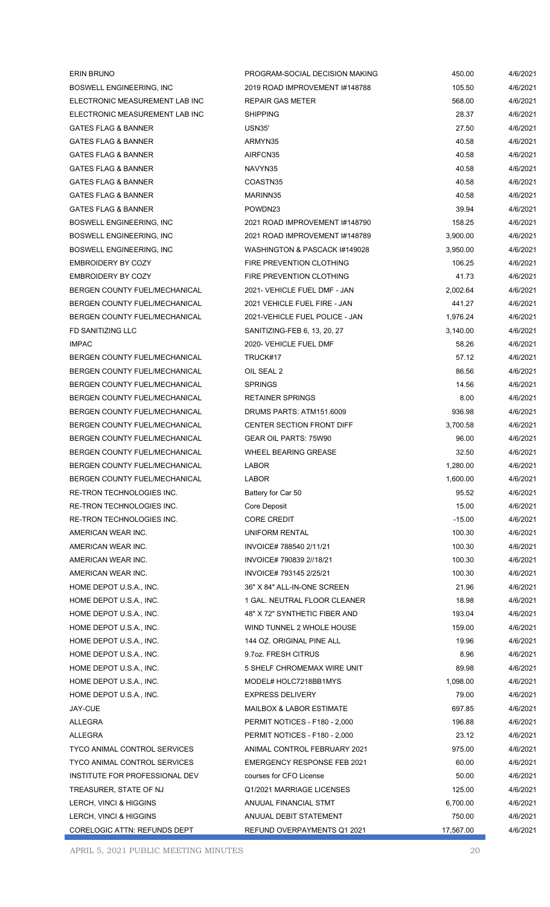| | | | |
|---|---|---|---|
| ERIN BRUNO | PROGRAM-SOCIAL DECISION MAKING | 450.00 | 4/6/2021 |
| BOSWELL ENGINEERING, INC | 2019 ROAD IMPROVEMENT I#148788 | 105.50 | 4/6/2021 |
| ELECTRONIC MEASUREMENT LAB INC | REPAIR GAS METER | 568.00 | 4/6/2021 |
| ELECTRONIC MEASUREMENT LAB INC | SHIPPING | 28.37 | 4/6/2021 |
| GATES FLAG & BANNER | USN35' | 27.50 | 4/6/2021 |
| GATES FLAG & BANNER | ARMYN35 | 40.58 | 4/6/2021 |
| GATES FLAG & BANNER | AIRFCN35 | 40.58 | 4/6/2021 |
| GATES FLAG & BANNER | NAVYN35 | 40.58 | 4/6/2021 |
| GATES FLAG & BANNER | COASTN35 | 40.58 | 4/6/2021 |
| GATES FLAG & BANNER | MARINN35 | 40.58 | 4/6/2021 |
| GATES FLAG & BANNER | POWDN23 | 39.94 | 4/6/2021 |
| BOSWELL ENGINEERING, INC | 2021 ROAD IMPROVEMENT I#148790 | 158.25 | 4/6/2021 |
| BOSWELL ENGINEERING, INC | 2021 ROAD IMPROVEMENT I#148789 | 3,900.00 | 4/6/2021 |
| BOSWELL ENGINEERING, INC | WASHINGTON & PASCACK I#149028 | 3,950.00 | 4/6/2021 |
| EMBROIDERY BY COZY | FIRE PREVENTION CLOTHING | 106.25 | 4/6/2021 |
| EMBROIDERY BY COZY | FIRE PREVENTION CLOTHING | 41.73 | 4/6/2021 |
| BERGEN COUNTY FUEL/MECHANICAL | 2021- VEHICLE FUEL DMF - JAN | 2,002.64 | 4/6/2021 |
| BERGEN COUNTY FUEL/MECHANICAL | 2021 VEHICLE FUEL FIRE - JAN | 441.27 | 4/6/2021 |
| BERGEN COUNTY FUEL/MECHANICAL | 2021-VEHICLE FUEL POLICE - JAN | 1,976.24 | 4/6/2021 |
| FD SANITIZING LLC | SANITIZING-FEB 6, 13, 20, 27 | 3,140.00 | 4/6/2021 |
| IMPAC | 2020- VEHICLE FUEL DMF | 58.26 | 4/6/2021 |
| BERGEN COUNTY FUEL/MECHANICAL | TRUCK#17 | 57.12 | 4/6/2021 |
| BERGEN COUNTY FUEL/MECHANICAL | OIL SEAL 2 | 86.56 | 4/6/2021 |
| BERGEN COUNTY FUEL/MECHANICAL | SPRINGS | 14.56 | 4/6/2021 |
| BERGEN COUNTY FUEL/MECHANICAL | RETAINER SPRINGS | 8.00 | 4/6/2021 |
| BERGEN COUNTY FUEL/MECHANICAL | DRUMS PARTS: ATM151.6009 | 936.98 | 4/6/2021 |
| BERGEN COUNTY FUEL/MECHANICAL | CENTER SECTION FRONT DIFF | 3,700.58 | 4/6/2021 |
| BERGEN COUNTY FUEL/MECHANICAL | GEAR OIL PARTS: 75W90 | 96.00 | 4/6/2021 |
| BERGEN COUNTY FUEL/MECHANICAL | WHEEL BEARING GREASE | 32.50 | 4/6/2021 |
| BERGEN COUNTY FUEL/MECHANICAL | LABOR | 1,280.00 | 4/6/2021 |
| BERGEN COUNTY FUEL/MECHANICAL | LABOR | 1,600.00 | 4/6/2021 |
| RE-TRON TECHNOLOGIES INC. | Battery for Car 50 | 95.52 | 4/6/2021 |
| RE-TRON TECHNOLOGIES INC. | Core Deposit | 15.00 | 4/6/2021 |
| RE-TRON TECHNOLOGIES INC. | CORE CREDIT | -15.00 | 4/6/2021 |
| AMERICAN WEAR INC. | UNIFORM RENTAL | 100.30 | 4/6/2021 |
| AMERICAN WEAR INC. | INVOICE# 788540 2/11/21 | 100.30 | 4/6/2021 |
| AMERICAN WEAR INC. | INVOICE# 790839 2//18/21 | 100.30 | 4/6/2021 |
| AMERICAN WEAR INC. | INVOICE# 793145 2/25/21 | 100.30 | 4/6/2021 |
| HOME DEPOT U.S.A., INC. | 36" X 84" ALL-IN-ONE SCREEN | 21.96 | 4/6/2021 |
| HOME DEPOT U.S.A., INC. | 1 GAL. NEUTRAL FLOOR CLEANER | 18.98 | 4/6/2021 |
| HOME DEPOT U.S.A., INC. | 48" X 72" SYNTHETIC FIBER AND | 193.04 | 4/6/2021 |
| HOME DEPOT U.S.A., INC. | WIND TUNNEL 2 WHOLE HOUSE | 159.00 | 4/6/2021 |
| HOME DEPOT U.S.A., INC. | 144 OZ. ORIGINAL PINE ALL | 19.96 | 4/6/2021 |
| HOME DEPOT U.S.A., INC. | 9.7oz. FRESH CITRUS | 8.96 | 4/6/2021 |
| HOME DEPOT U.S.A., INC. | 5 SHELF CHROMEMAX WIRE UNIT | 89.98 | 4/6/2021 |
| HOME DEPOT U.S.A., INC. | MODEL# HOLC7218BB1MYS | 1,098.00 | 4/6/2021 |
| HOME DEPOT U.S.A., INC. | EXPRESS DELIVERY | 79.00 | 4/6/2021 |
| JAY-CUE | MAILBOX & LABOR ESTIMATE | 697.85 | 4/6/2021 |
| ALLEGRA | PERMIT NOTICES - F180 - 2,000 | 196.88 | 4/6/2021 |
| ALLEGRA | PERMIT NOTICES - F180 - 2,000 | 23.12 | 4/6/2021 |
| TYCO ANIMAL CONTROL SERVICES | ANIMAL CONTROL FEBRUARY 2021 | 975.00 | 4/6/2021 |
| TYCO ANIMAL CONTROL SERVICES | EMERGENCY RESPONSE FEB 2021 | 60.00 | 4/6/2021 |
| INSTITUTE FOR PROFESSIONAL DEV | courses for CFO License | 50.00 | 4/6/2021 |
| TREASURER, STATE OF NJ | Q1/2021 MARRIAGE LICENSES | 125.00 | 4/6/2021 |
| LERCH, VINCI & HIGGINS | ANUUAL FINANCIAL STMT | 6,700.00 | 4/6/2021 |
| LERCH, VINCI & HIGGINS | ANUUAL DEBIT STATEMENT | 750.00 | 4/6/2021 |
| CORELOGIC ATTN: REFUNDS DEPT | REFUND OVERPAYMENTS Q1 2021 | 17,567.00 | 4/6/2021 |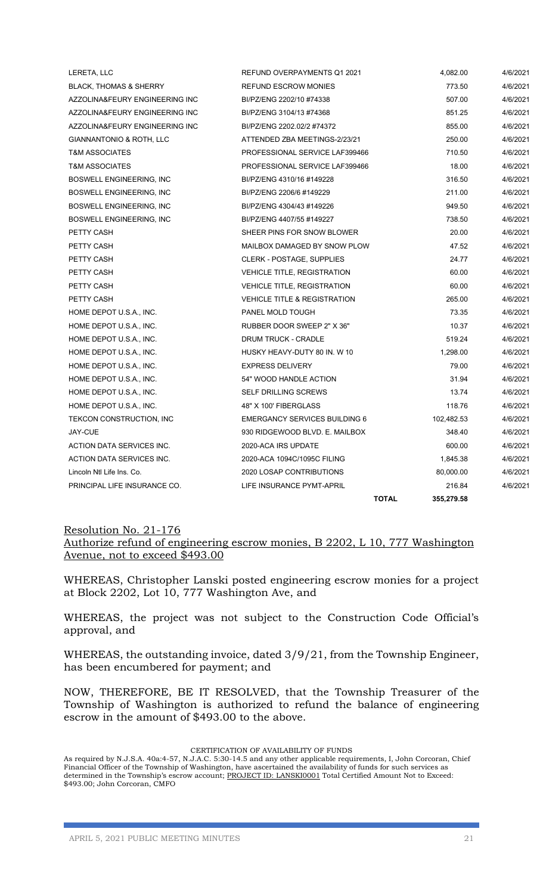| | | | |
|---|---|---|---|
| LERETA, LLC | REFUND OVERPAYMENTS Q1 2021 | 4,082.00 | 4/6/2021 |
| BLACK, THOMAS & SHERRY | REFUND ESCROW MONIES | 773.50 | 4/6/2021 |
| AZZOLINA&FEURY ENGINEERING INC | BI/PZ/ENG 2202/10 #74338 | 507.00 | 4/6/2021 |
| AZZOLINA&FEURY ENGINEERING INC | BI/PZ/ENG 3104/13 #74368 | 851.25 | 4/6/2021 |
| AZZOLINA&FEURY ENGINEERING INC | BI/PZ/ENG 2202.02/2 #74372 | 855.00 | 4/6/2021 |
| GIANNANTONIO & ROTH, LLC | ATTENDED ZBA MEETINGS-2/23/21 | 250.00 | 4/6/2021 |
| T&M ASSOCIATES | PROFESSIONAL SERVICE LAF399466 | 710.50 | 4/6/2021 |
| T&M ASSOCIATES | PROFESSIONAL SERVICE LAF399466 | 18.00 | 4/6/2021 |
| BOSWELL ENGINEERING, INC | BI/PZ/ENG 4310/16 #149228 | 316.50 | 4/6/2021 |
| BOSWELL ENGINEERING, INC | BI/PZ/ENG 2206/6 #149229 | 211.00 | 4/6/2021 |
| BOSWELL ENGINEERING, INC | BI/PZ/ENG 4304/43 #149226 | 949.50 | 4/6/2021 |
| BOSWELL ENGINEERING, INC | BI/PZ/ENG 4407/55 #149227 | 738.50 | 4/6/2021 |
| PETTY CASH | SHEER PINS FOR SNOW BLOWER | 20.00 | 4/6/2021 |
| PETTY CASH | MAILBOX DAMAGED BY SNOW PLOW | 47.52 | 4/6/2021 |
| PETTY CASH | CLERK - POSTAGE, SUPPLIES | 24.77 | 4/6/2021 |
| PETTY CASH | VEHICLE TITLE, REGISTRATION | 60.00 | 4/6/2021 |
| PETTY CASH | VEHICLE TITLE, REGISTRATION | 60.00 | 4/6/2021 |
| PETTY CASH | VEHICLE TITLE & REGISTRATION | 265.00 | 4/6/2021 |
| HOME DEPOT U.S.A., INC. | PANEL MOLD TOUGH | 73.35 | 4/6/2021 |
| HOME DEPOT U.S.A., INC. | RUBBER DOOR SWEEP 2" X 36" | 10.37 | 4/6/2021 |
| HOME DEPOT U.S.A., INC. | DRUM TRUCK - CRADLE | 519.24 | 4/6/2021 |
| HOME DEPOT U.S.A., INC. | HUSKY HEAVY-DUTY 80 IN. W 10 | 1,298.00 | 4/6/2021 |
| HOME DEPOT U.S.A., INC. | EXPRESS DELIVERY | 79.00 | 4/6/2021 |
| HOME DEPOT U.S.A., INC. | 54" WOOD HANDLE ACTION | 31.94 | 4/6/2021 |
| HOME DEPOT U.S.A., INC. | SELF DRILLING SCREWS | 13.74 | 4/6/2021 |
| HOME DEPOT U.S.A., INC. | 48" X 100' FIBERGLASS | 118.76 | 4/6/2021 |
| TEKCON CONSTRUCTION, INC | EMERGANCY SERVICES BUILDING 6 | 102,482.53 | 4/6/2021 |
| JAY-CUE | 930 RIDGEWOOD BLVD. E. MAILBOX | 348.40 | 4/6/2021 |
| ACTION DATA SERVICES INC. | 2020-ACA IRS UPDATE | 600.00 | 4/6/2021 |
| ACTION DATA SERVICES INC. | 2020-ACA 1094C/1095C FILING | 1,845.38 | 4/6/2021 |
| Lincoln Ntl Life Ins. Co. | 2020 LOSAP CONTRIBUTIONS | 80,000.00 | 4/6/2021 |
| PRINCIPAL LIFE INSURANCE CO. | LIFE INSURANCE PYMT-APRIL | 216.84 | 4/6/2021 |
| | **TOTAL** | 355,279.58 | |

Resolution No. 21-176
Authorize refund of engineering escrow monies, B 2202, L 10, 777 Washington Avenue, not to exceed $493.00

WHEREAS, Christopher Lanski posted engineering escrow monies for a project at Block 2202, Lot 10, 777 Washington Ave, and

WHEREAS, the project was not subject to the Construction Code Official's approval, and

WHEREAS, the outstanding invoice, dated 3/9/21, from the Township Engineer, has been encumbered for payment; and

NOW, THEREFORE, BE IT RESOLVED, that the Township Treasurer of the Township of Washington is authorized to refund the balance of engineering escrow in the amount of $493.00 to the above.

CERTIFICATION OF AVAILABILITY OF FUNDS

As required by N.J.S.A. 40a:4-57, N.J.A.C. 5:30-14.5 and any other applicable requirements, I, John Corcoran, Chief Financial Officer of the Township of Washington, have ascertained the availability of funds for such services as determined in the Township's escrow account; PROJECT ID: LANSKI0001 Total Certified Amount Not to Exceed: $493.00; John Corcoran, CMFO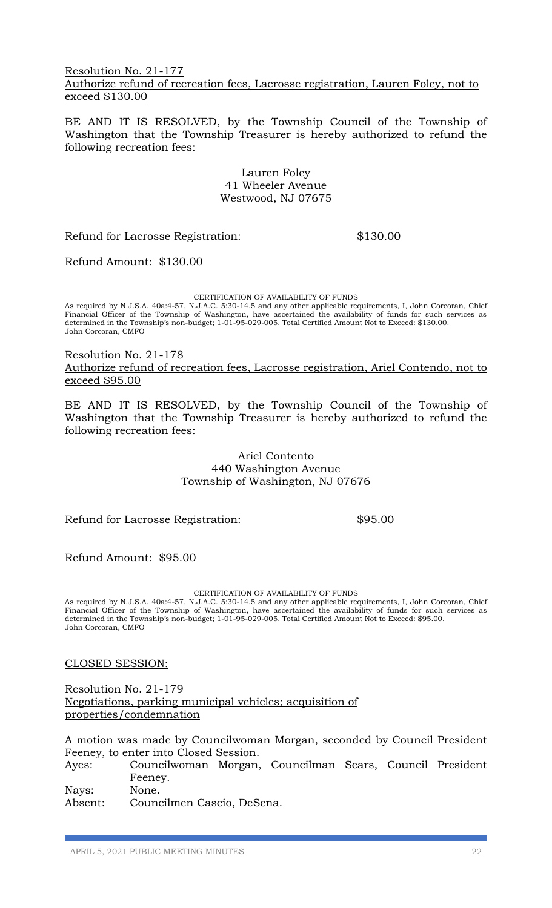Resolution No. 21-177
Authorize refund of recreation fees, Lacrosse registration, Lauren Foley, not to exceed $130.00

BE AND IT IS RESOLVED, by the Township Council of the Township of Washington that the Township Treasurer is hereby authorized to refund the following recreation fees:

Lauren Foley
41 Wheeler Avenue
Westwood, NJ 07675

Refund for Lacrosse Registration: $130.00

Refund Amount: $130.00

CERTIFICATION OF AVAILABILITY OF FUNDS
As required by N.J.S.A. 40a:4-57, N.J.A.C. 5:30-14.5 and any other applicable requirements, I, John Corcoran, Chief Financial Officer of the Township of Washington, have ascertained the availability of funds for such services as determined in the Township's non-budget; 1-01-95-029-005. Total Certified Amount Not to Exceed: $130.00.
John Corcoran, CMFO

Resolution No. 21-178
Authorize refund of recreation fees, Lacrosse registration, Ariel Contendo, not to exceed $95.00

BE AND IT IS RESOLVED, by the Township Council of the Township of Washington that the Township Treasurer is hereby authorized to refund the following recreation fees:

Ariel Contento
440 Washington Avenue
Township of Washington, NJ 07676

Refund for Lacrosse Registration: $95.00

Refund Amount: $95.00

CERTIFICATION OF AVAILABILITY OF FUNDS
As required by N.J.S.A. 40a:4-57, N.J.A.C. 5:30-14.5 and any other applicable requirements, I, John Corcoran, Chief Financial Officer of the Township of Washington, have ascertained the availability of funds for such services as determined in the Township's non-budget; 1-01-95-029-005. Total Certified Amount Not to Exceed: $95.00.
John Corcoran, CMFO

CLOSED SESSION:

Resolution No. 21-179
Negotiations, parking municipal vehicles; acquisition of properties/condemnation

A motion was made by Councilwoman Morgan, seconded by Council President Feeney, to enter into Closed Session.

Ayes: Councilwoman Morgan, Councilman Sears, Council President Feeney.
Nays: None.
Absent: Councilmen Cascio, DeSena.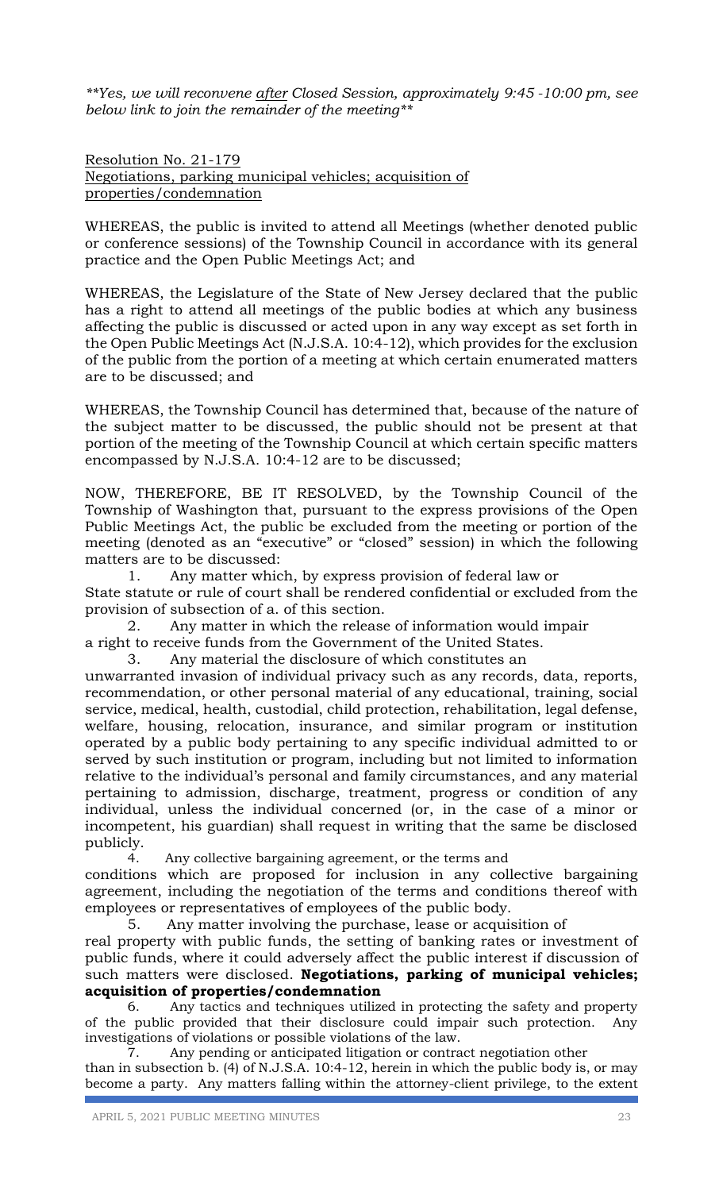***Yes, we will reconvene *after* Closed Session, approximately 9:45 -10:00 pm, see below link to join the remainder of the meeting***

Resolution No. 21-179
Negotiations, parking municipal vehicles; acquisition of properties/condemnation

WHEREAS, the public is invited to attend all Meetings (whether denoted public or conference sessions) of the Township Council in accordance with its general practice and the Open Public Meetings Act; and

WHEREAS, the Legislature of the State of New Jersey declared that the public has a right to attend all meetings of the public bodies at which any business affecting the public is discussed or acted upon in any way except as set forth in the Open Public Meetings Act (N.J.S.A. 10:4-12), which provides for the exclusion of the public from the portion of a meeting at which certain enumerated matters are to be discussed; and

WHEREAS, the Township Council has determined that, because of the nature of the subject matter to be discussed, the public should not be present at that portion of the meeting of the Township Council at which certain specific matters encompassed by N.J.S.A. 10:4-12 are to be discussed;

NOW, THEREFORE, BE IT RESOLVED, by the Township Council of the Township of Washington that, pursuant to the express provisions of the Open Public Meetings Act, the public be excluded from the meeting or portion of the meeting (denoted as an "executive" or "closed" session) in which the following matters are to be discussed:

1. Any matter which, by express provision of federal law or State statute or rule of court shall be rendered confidential or excluded from the provision of subsection of a. of this section.
2. Any matter in which the release of information would impair a right to receive funds from the Government of the United States.
3. Any material the disclosure of which constitutes an unwarranted invasion of individual privacy such as any records, data, reports, recommendation, or other personal material of any educational, training, social service, medical, health, custodial, child protection, rehabilitation, legal defense, welfare, housing, relocation, insurance, and similar program or institution operated by a public body pertaining to any specific individual admitted to or served by such institution or program, including but not limited to information relative to the individual's personal and family circumstances, and any material pertaining to admission, discharge, treatment, progress or condition of any individual, unless the individual concerned (or, in the case of a minor or incompetent, his guardian) shall request in writing that the same be disclosed publicly.
4. Any collective bargaining agreement, or the terms and conditions which are proposed for inclusion in any collective bargaining agreement, including the negotiation of the terms and conditions thereof with employees or representatives of employees of the public body.
5. Any matter involving the purchase, lease or acquisition of real property with public funds, the setting of banking rates or investment of public funds, where it could adversely affect the public interest if discussion of such matters were disclosed. **Negotiations, parking of municipal vehicles; acquisition of properties/condemnation**
6. Any tactics and techniques utilized in protecting the safety and property of the public provided that their disclosure could impair such protection. Any investigations of violations or possible violations of the law.
7. Any pending or anticipated litigation or contract negotiation other than in subsection b. (4) of N.J.S.A. 10:4-12, herein in which the public body is, or may become a party. Any matters falling within the attorney-client privilege, to the extent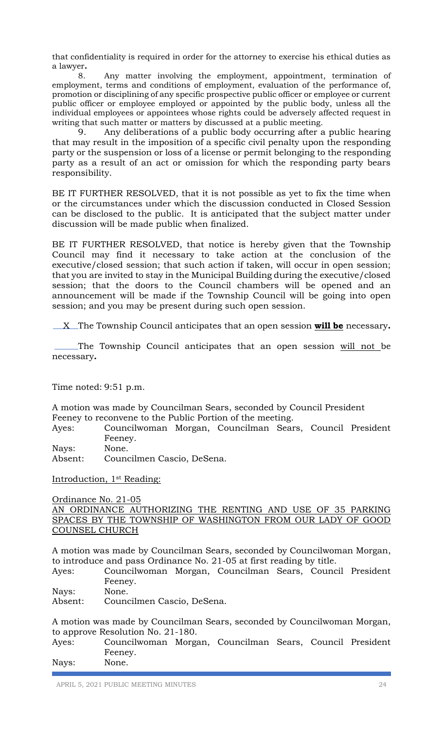that confidentiality is required in order for the attorney to exercise his ethical duties as a lawyer**.**

8. Any matter involving the employment, appointment, termination of employment, terms and conditions of employment, evaluation of the performance of, promotion or disciplining of any specific prospective public officer or employee or current public officer or employee employed or appointed by the public body, unless all the individual employees or appointees whose rights could be adversely affected request in writing that such matter or matters by discussed at a public meeting.

9. Any deliberations of a public body occurring after a public hearing that may result in the imposition of a specific civil penalty upon the responding party or the suspension or loss of a license or permit belonging to the responding party as a result of an act or omission for which the responding party bears responsibility.

BE IT FURTHER RESOLVED, that it is not possible as yet to fix the time when or the circumstances under which the discussion conducted in Closed Session can be disclosed to the public. It is anticipated that the subject matter under discussion will be made public when finalized.

BE IT FURTHER RESOLVED, that notice is hereby given that the Township Council may find it necessary to take action at the conclusion of the executive/closed session; that such action if taken, will occur in open session; that you are invited to stay in the Municipal Building during the executive/closed session; that the doors to the Council chambers will be opened and an announcement will be made if the Township Council will be going into open session; and you may be present during such open session.

\_\_X\_\_The Township Council anticipates that an open session **<u>will be</u>** necessary**.**

\_\_\_\_\_The Township Council anticipates that an open session <u>will not</u> be necessary**.**

Time noted: 9:51 p.m.

A motion was made by Councilman Sears, seconded by Council President Feeney to reconvene to the Public Portion of the meeting.

Ayes: Councilwoman Morgan, Councilman Sears, Council President Feeney.
Nays: None.
Absent: Councilmen Cascio, DeSena.

<u>Introduction, 1st Reading:</u>

<u>Ordinance No. 21-05</u>
<u>AN ORDINANCE AUTHORIZING THE RENTING AND USE OF 35 PARKING SPACES BY THE TOWNSHIP OF WASHINGTON FROM OUR LADY OF GOOD COUNSEL CHURCH</u>

A motion was made by Councilman Sears, seconded by Councilwoman Morgan, to introduce and pass Ordinance No. 21-05 at first reading by title.

Ayes: Councilwoman Morgan, Councilman Sears, Council President Feeney.
Nays: None.
Absent: Councilmen Cascio, DeSena.

A motion was made by Councilman Sears, seconded by Councilwoman Morgan, to approve Resolution No. 21-180.

Ayes: Councilwoman Morgan, Councilman Sears, Council President Feeney.
Nays: None.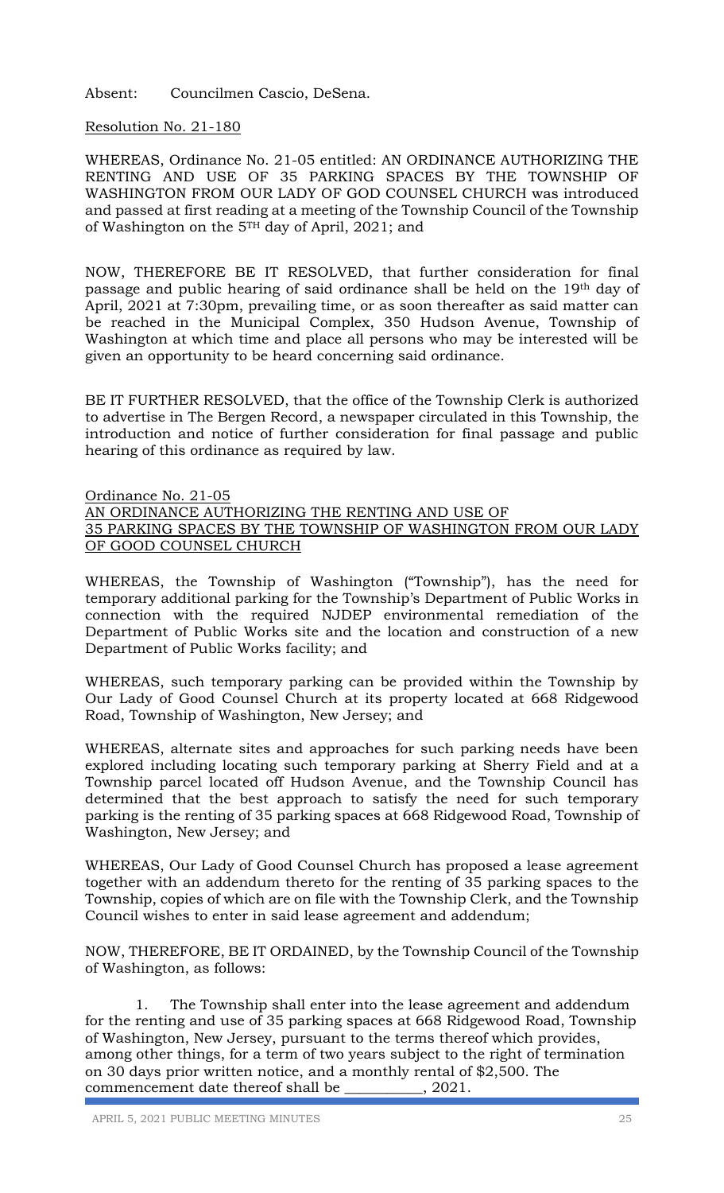Absent: Councilmen Cascio, DeSena.

Resolution No. 21-180

WHEREAS, Ordinance No. 21-05 entitled: AN ORDINANCE AUTHORIZING THE RENTING AND USE OF 35 PARKING SPACES BY THE TOWNSHIP OF WASHINGTON FROM OUR LADY OF GOD COUNSEL CHURCH was introduced and passed at first reading at a meeting of the Township Council of the Township of Washington on the 5TH day of April, 2021; and

NOW, THEREFORE BE IT RESOLVED, that further consideration for final passage and public hearing of said ordinance shall be held on the 19th day of April, 2021 at 7:30pm, prevailing time, or as soon thereafter as said matter can be reached in the Municipal Complex, 350 Hudson Avenue, Township of Washington at which time and place all persons who may be interested will be given an opportunity to be heard concerning said ordinance.

BE IT FURTHER RESOLVED, that the office of the Township Clerk is authorized to advertise in The Bergen Record, a newspaper circulated in this Township, the introduction and notice of further consideration for final passage and public hearing of this ordinance as required by law.

Ordinance No. 21-05
AN ORDINANCE AUTHORIZING THE RENTING AND USE OF 35 PARKING SPACES BY THE TOWNSHIP OF WASHINGTON FROM OUR LADY OF GOOD COUNSEL CHURCH

WHEREAS, the Township of Washington ("Township"), has the need for temporary additional parking for the Township's Department of Public Works in connection with the required NJDEP environmental remediation of the Department of Public Works site and the location and construction of a new Department of Public Works facility; and

WHEREAS, such temporary parking can be provided within the Township by Our Lady of Good Counsel Church at its property located at 668 Ridgewood Road, Township of Washington, New Jersey; and

WHEREAS, alternate sites and approaches for such parking needs have been explored including locating such temporary parking at Sherry Field and at a Township parcel located off Hudson Avenue, and the Township Council has determined that the best approach to satisfy the need for such temporary parking is the renting of 35 parking spaces at 668 Ridgewood Road, Township of Washington, New Jersey; and

WHEREAS, Our Lady of Good Counsel Church has proposed a lease agreement together with an addendum thereto for the renting of 35 parking spaces to the Township, copies of which are on file with the Township Clerk, and the Township Council wishes to enter in said lease agreement and addendum;

NOW, THEREFORE, BE IT ORDAINED, by the Township Council of the Township of Washington, as follows:

1. The Township shall enter into the lease agreement and addendum for the renting and use of 35 parking spaces at 668 Ridgewood Road, Township of Washington, New Jersey, pursuant to the terms thereof which provides, among other things, for a term of two years subject to the right of termination on 30 days prior written notice, and a monthly rental of $2,500. The commencement date thereof shall be __________, 2021.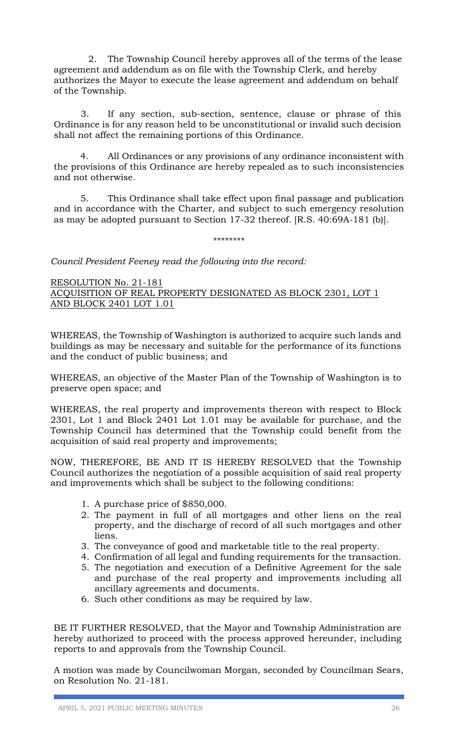2. The Township Council hereby approves all of the terms of the lease agreement and addendum as on file with the Township Clerk, and hereby authorizes the Mayor to execute the lease agreement and addendum on behalf of the Township.

3. If any section, sub-section, sentence, clause or phrase of this Ordinance is for any reason held to be unconstitutional or invalid such decision shall not affect the remaining portions of this Ordinance.

4. All Ordinances or any provisions of any ordinance inconsistent with the provisions of this Ordinance are hereby repealed as to such inconsistencies and not otherwise.

5. This Ordinance shall take effect upon final passage and publication and in accordance with the Charter, and subject to such emergency resolution as may be adopted pursuant to Section 17-32 thereof. [R.S. 40:69A-181 (b)].

\*\*\*\*\*\*\*\*

*Council President Feeney read the following into the record:*

RESOLUTION No. 21-181
ACQUISITION OF REAL PROPERTY DESIGNATED AS BLOCK 2301, LOT 1 AND BLOCK 2401 LOT 1.01

WHEREAS, the Township of Washington is authorized to acquire such lands and buildings as may be necessary and suitable for the performance of its functions and the conduct of public business; and

WHEREAS, an objective of the Master Plan of the Township of Washington is to preserve open space; and

WHEREAS, the real property and improvements thereon with respect to Block 2301, Lot 1 and Block 2401 Lot 1.01 may be available for purchase, and the Township Council has determined that the Township could benefit from the acquisition of said real property and improvements;

NOW, THEREFORE, BE AND IT IS HEREBY RESOLVED that the Township Council authorizes the negotiation of a possible acquisition of said real property and improvements which shall be subject to the following conditions:

1. A purchase price of $850,000.
2. The payment in full of all mortgages and other liens on the real property, and the discharge of record of all such mortgages and other liens.
3. The conveyance of good and marketable title to the real property.
4. Confirmation of all legal and funding requirements for the transaction.
5. The negotiation and execution of a Definitive Agreement for the sale and purchase of the real property and improvements including all ancillary agreements and documents.
6. Such other conditions as may be required by law.

BE IT FURTHER RESOLVED, that the Mayor and Township Administration are hereby authorized to proceed with the process approved hereunder, including reports to and approvals from the Township Council.

A motion was made by Councilwoman Morgan, seconded by Councilman Sears, on Resolution No. 21-181.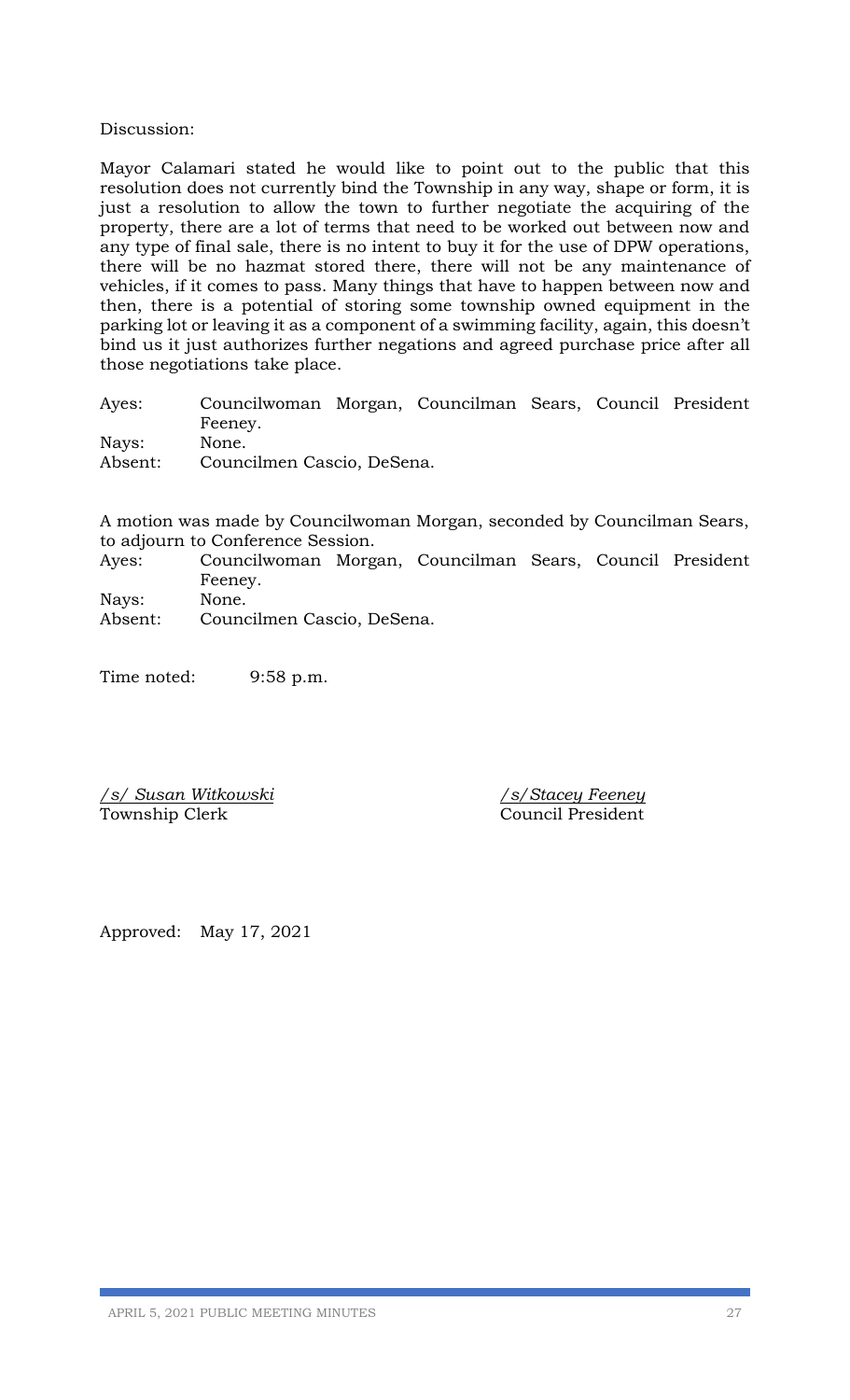Discussion:

Mayor Calamari stated he would like to point out to the public that this resolution does not currently bind the Township in any way, shape or form, it is just a resolution to allow the town to further negotiate the acquiring of the property, there are a lot of terms that need to be worked out between now and any type of final sale, there is no intent to buy it for the use of DPW operations, there will be no hazmat stored there, there will not be any maintenance of vehicles, if it comes to pass. Many things that have to happen between now and then, there is a potential of storing some township owned equipment in the parking lot or leaving it as a component of a swimming facility, again, this doesn't bind us it just authorizes further negations and agreed purchase price after all those negotiations take place.

Ayes: Councilwoman Morgan, Councilman Sears, Council President Feeney.
Nays: None.
Absent: Councilmen Cascio, DeSena.

A motion was made by Councilwoman Morgan, seconded by Councilman Sears, to adjourn to Conference Session.
Ayes: Councilwoman Morgan, Councilman Sears, Council President Feeney.
Nays: None.
Absent: Councilmen Cascio, DeSena.

Time noted: 9:58 p.m.

*/s/ Susan Witkowski*
Township Clerk

*/s/Stacey Feeney*
Council President

Approved: May 17, 2021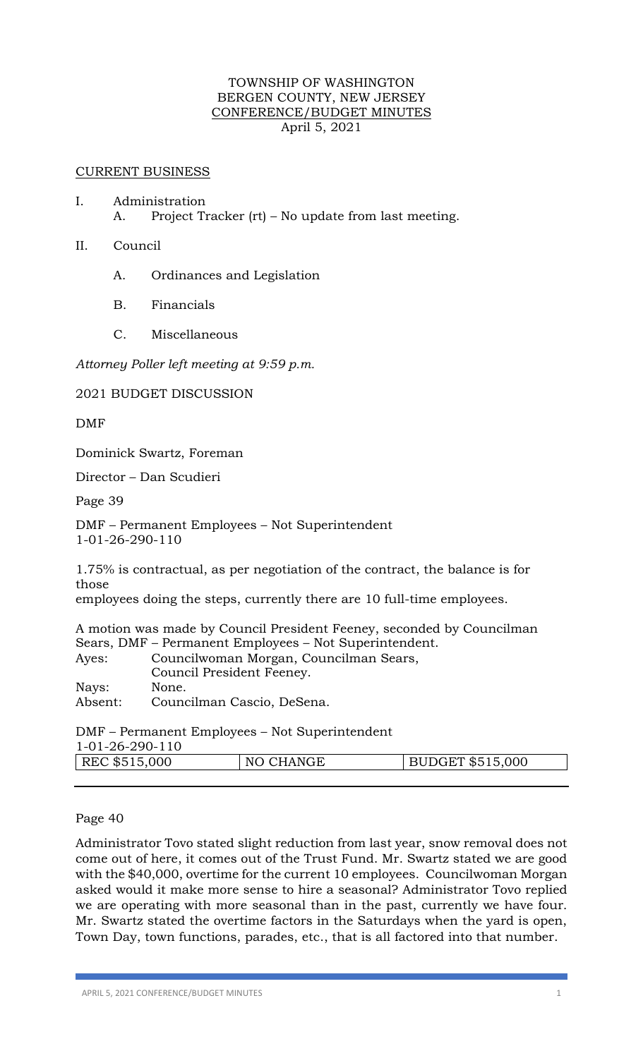TOWNSHIP OF WASHINGTON
BERGEN COUNTY, NEW JERSEY
CONFERENCE/BUDGET MINUTES
April 5, 2021

CURRENT BUSINESS

I. Administration
   A. Project Tracker (rt) – No update from last meeting.

II. Council

   A. Ordinances and Legislation

   B. Financials

   C. Miscellaneous

*Attorney Poller left meeting at 9:59 p.m.*

2021 BUDGET DISCUSSION

DMF

Dominick Swartz, Foreman

Director – Dan Scudieri

Page 39

DMF – Permanent Employees – Not Superintendent
1-01-26-290-110

1.75% is contractual, as per negotiation of the contract, the balance is for those
employees doing the steps, currently there are 10 full-time employees.

A motion was made by Council President Feeney, seconded by Councilman Sears, DMF – Permanent Employees – Not Superintendent.

Ayes: Councilwoman Morgan, Councilman Sears, Council President Feeney.
Nays: None.
Absent: Councilman Cascio, DeSena.

DMF – Permanent Employees – Not Superintendent
1-01-26-290-110

| REC $515,000 | NO CHANGE | BUDGET $515,000 |
|---|---|---|

Page 40

Administrator Tovo stated slight reduction from last year, snow removal does not come out of here, it comes out of the Trust Fund. Mr. Swartz stated we are good with the $40,000, overtime for the current 10 employees. Councilwoman Morgan asked would it make more sense to hire a seasonal? Administrator Tovo replied we are operating with more seasonal than in the past, currently we have four. Mr. Swartz stated the overtime factors in the Saturdays when the yard is open, Town Day, town functions, parades, etc., that is all factored into that number.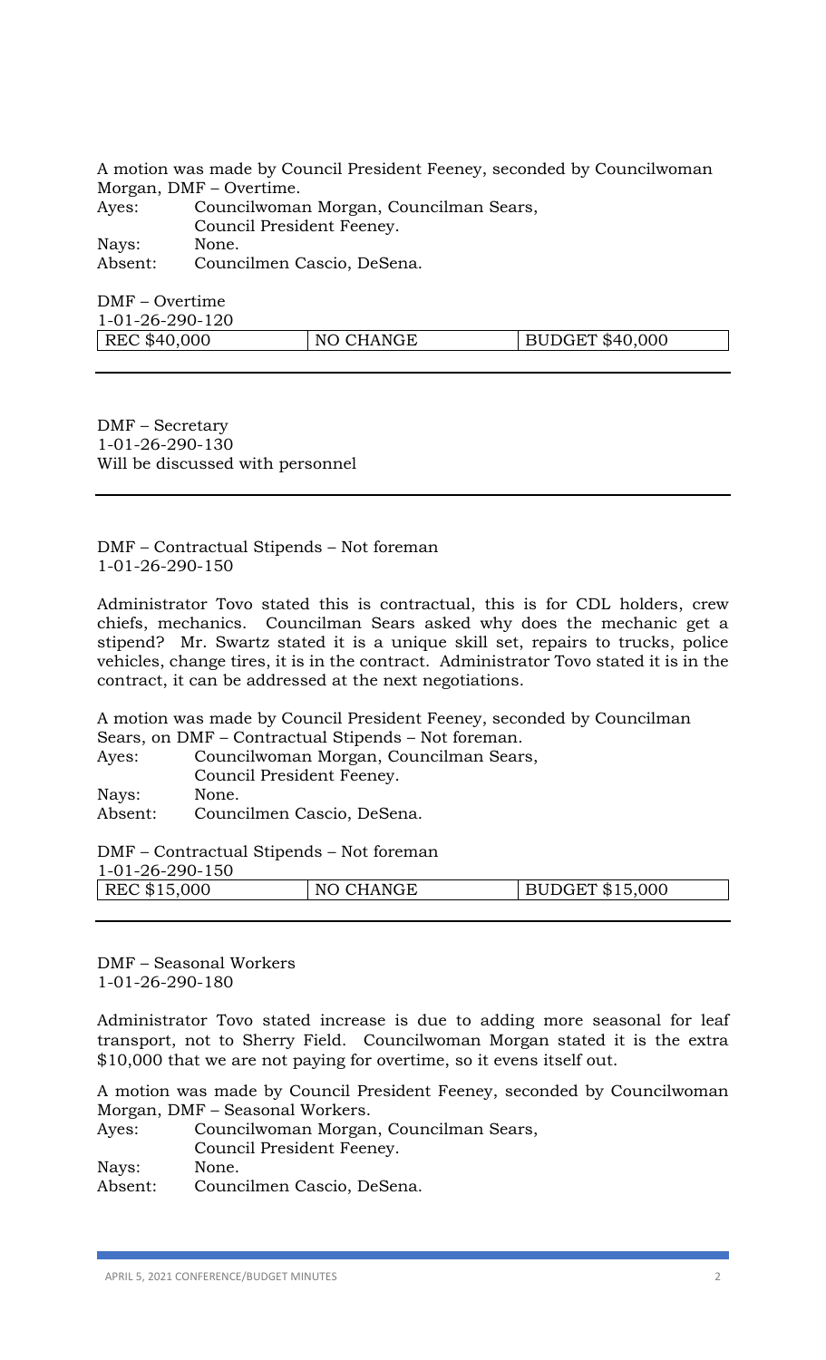A motion was made by Council President Feeney, seconded by Councilwoman Morgan, DMF – Overtime.

Ayes: Councilwoman Morgan, Councilman Sears, Council President Feeney.
Nays: None.
Absent: Councilmen Cascio, DeSena.

DMF – Overtime
1-01-26-290-120

| REC $40,000 | NO CHANGE | BUDGET $40,000 |
|---|---|---|

---

DMF – Secretary
1-01-26-290-130
Will be discussed with personnel

---

DMF – Contractual Stipends – Not foreman
1-01-26-290-150

Administrator Tovo stated this is contractual, this is for CDL holders, crew chiefs, mechanics. Councilman Sears asked why does the mechanic get a stipend? Mr. Swartz stated it is a unique skill set, repairs to trucks, police vehicles, change tires, it is in the contract. Administrator Tovo stated it is in the contract, it can be addressed at the next negotiations.

A motion was made by Council President Feeney, seconded by Councilman Sears, on DMF – Contractual Stipends – Not foreman.

Ayes: Councilwoman Morgan, Councilman Sears, Council President Feeney.
Nays: None.
Absent: Councilmen Cascio, DeSena.

DMF – Contractual Stipends – Not foreman
1-01-26-290-150

| REC $15,000 | NO CHANGE | BUDGET $15,000 |
|---|---|---|

---

DMF – Seasonal Workers
1-01-26-290-180

Administrator Tovo stated increase is due to adding more seasonal for leaf transport, not to Sherry Field. Councilwoman Morgan stated it is the extra $10,000 that we are not paying for overtime, so it evens itself out.

A motion was made by Council President Feeney, seconded by Councilwoman Morgan, DMF – Seasonal Workers.

Ayes: Councilwoman Morgan, Councilman Sears, Council President Feeney.
Nays: None.
Absent: Councilmen Cascio, DeSena.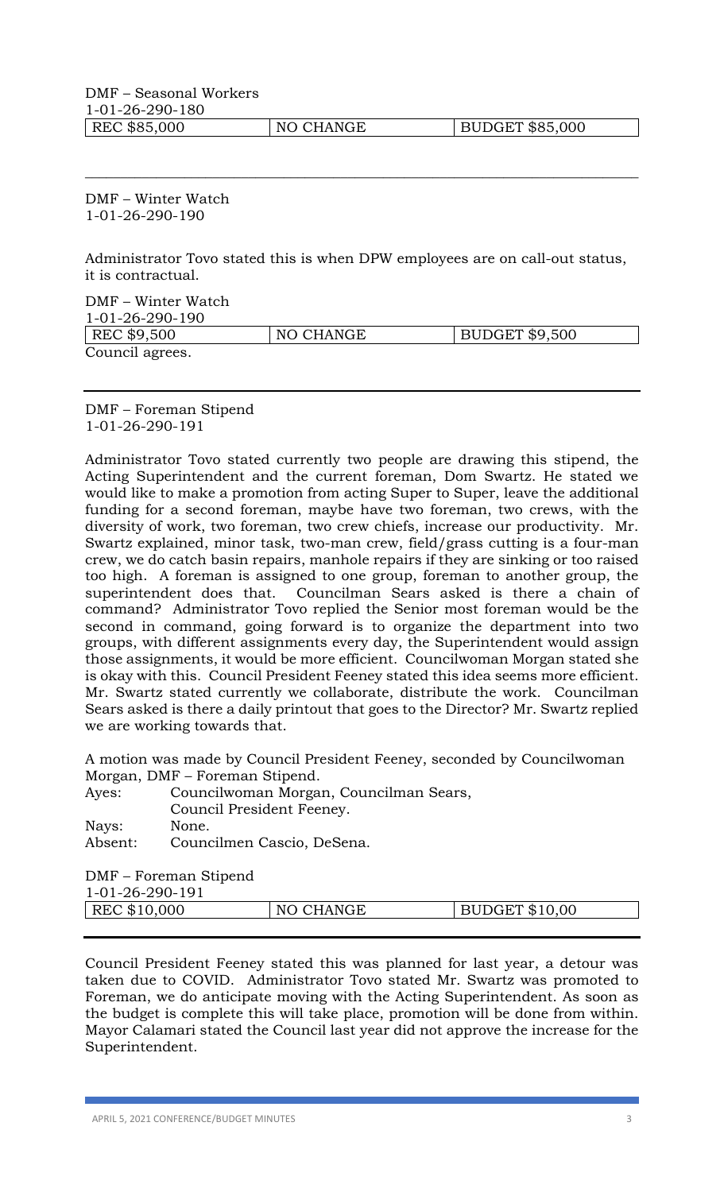DMF – Seasonal Workers
1-01-26-290-180

| REC $85,000 | NO CHANGE | BUDGET $85,000 |
|---|---|---|

---

DMF – Winter Watch
1-01-26-290-190

Administrator Tovo stated this is when DPW employees are on call-out status, it is contractual.

DMF – Winter Watch
1-01-26-290-190

| REC $9,500 | NO CHANGE | BUDGET $9,500 |
|---|---|---|

Council agrees.

---

DMF – Foreman Stipend
1-01-26-290-191

Administrator Tovo stated currently two people are drawing this stipend, the Acting Superintendent and the current foreman, Dom Swartz. He stated we would like to make a promotion from acting Super to Super, leave the additional funding for a second foreman, maybe have two foreman, two crews, with the diversity of work, two foreman, two crew chiefs, increase our productivity. Mr. Swartz explained, minor task, two-man crew, field/grass cutting is a four-man crew, we do catch basin repairs, manhole repairs if they are sinking or too raised too high. A foreman is assigned to one group, foreman to another group, the superintendent does that. Councilman Sears asked is there a chain of command? Administrator Tovo replied the Senior most foreman would be the second in command, going forward is to organize the department into two groups, with different assignments every day, the Superintendent would assign those assignments, it would be more efficient. Councilwoman Morgan stated she is okay with this. Council President Feeney stated this idea seems more efficient. Mr. Swartz stated currently we collaborate, distribute the work. Councilman Sears asked is there a daily printout that goes to the Director? Mr. Swartz replied we are working towards that.

A motion was made by Council President Feeney, seconded by Councilwoman Morgan, DMF – Foreman Stipend.

Ayes: Councilwoman Morgan, Councilman Sears,
Council President Feeney.
Nays: None.
Absent: Councilmen Cascio, DeSena.

DMF – Foreman Stipend
1-01-26-290-191

| REC $10,000 | NO CHANGE | BUDGET $10,00 |
|---|---|---|

---

Council President Feeney stated this was planned for last year, a detour was taken due to COVID. Administrator Tovo stated Mr. Swartz was promoted to Foreman, we do anticipate moving with the Acting Superintendent. As soon as the budget is complete this will take place, promotion will be done from within. Mayor Calamari stated the Council last year did not approve the increase for the Superintendent.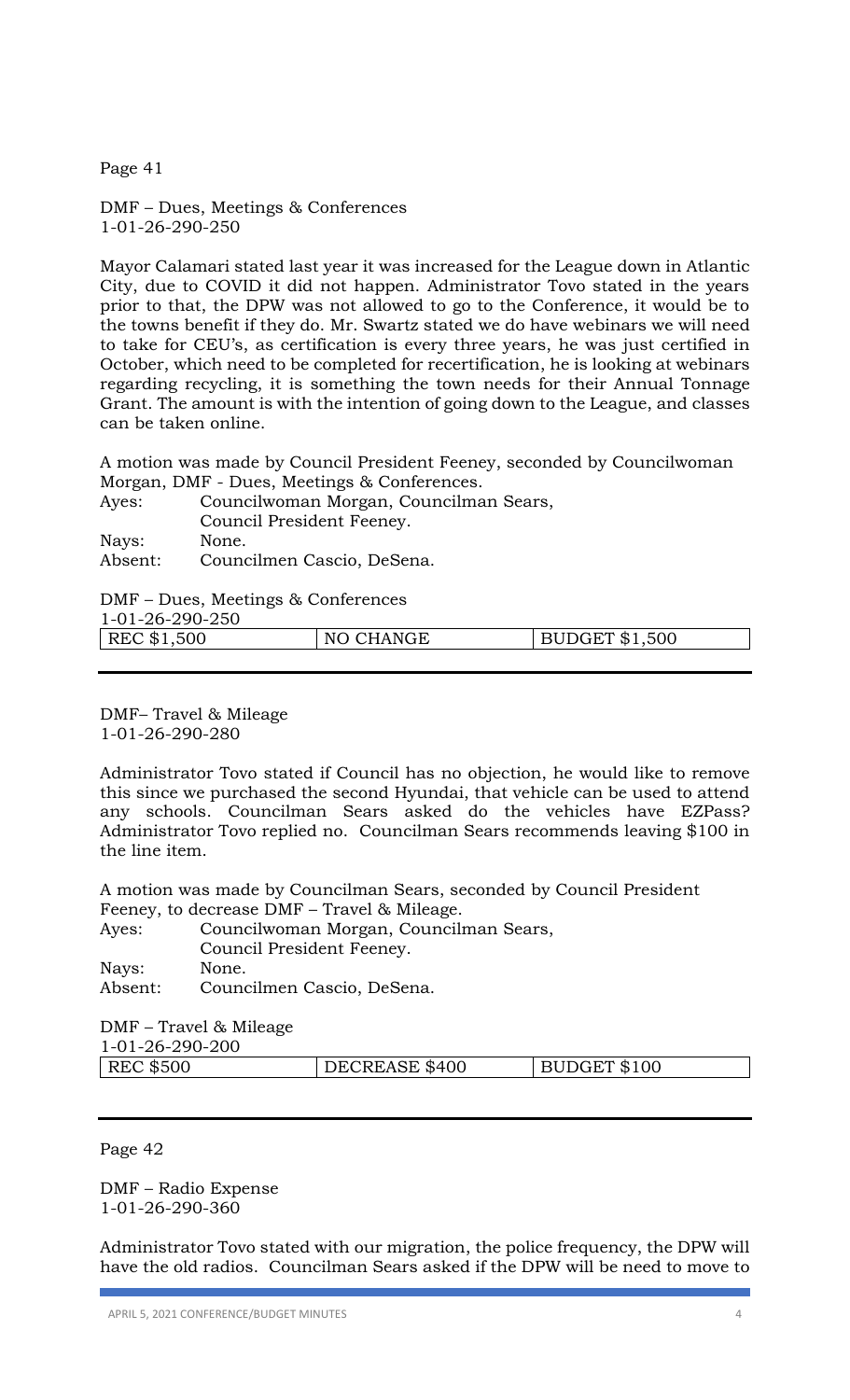Page 41

DMF – Dues, Meetings & Conferences
1-01-26-290-250

Mayor Calamari stated last year it was increased for the League down in Atlantic City, due to COVID it did not happen. Administrator Tovo stated in the years prior to that, the DPW was not allowed to go to the Conference, it would be to the towns benefit if they do. Mr. Swartz stated we do have webinars we will need to take for CEU's, as certification is every three years, he was just certified in October, which need to be completed for recertification, he is looking at webinars regarding recycling, it is something the town needs for their Annual Tonnage Grant. The amount is with the intention of going down to the League, and classes can be taken online.

A motion was made by Council President Feeney, seconded by Councilwoman Morgan, DMF - Dues, Meetings & Conferences.

Ayes: Councilwoman Morgan, Councilman Sears, Council President Feeney.
Nays: None.
Absent: Councilmen Cascio, DeSena.

DMF – Dues, Meetings & Conferences
1-01-26-290-250

| REC $1,500 | NO CHANGE | BUDGET $1,500 |
|---|---|---|

DMF– Travel & Mileage
1-01-26-290-280

Administrator Tovo stated if Council has no objection, he would like to remove this since we purchased the second Hyundai, that vehicle can be used to attend any schools. Councilman Sears asked do the vehicles have EZPass? Administrator Tovo replied no. Councilman Sears recommends leaving $100 in the line item.

A motion was made by Councilman Sears, seconded by Council President Feeney, to decrease DMF – Travel & Mileage.

Ayes: Councilwoman Morgan, Councilman Sears, Council President Feeney.
Nays: None.
Absent: Councilmen Cascio, DeSena.

DMF – Travel & Mileage
1-01-26-290-200

| REC $500 | DECREASE $400 | BUDGET $100 |
|---|---|---|

Page 42

DMF – Radio Expense
1-01-26-290-360

Administrator Tovo stated with our migration, the police frequency, the DPW will have the old radios. Councilman Sears asked if the DPW will be need to move to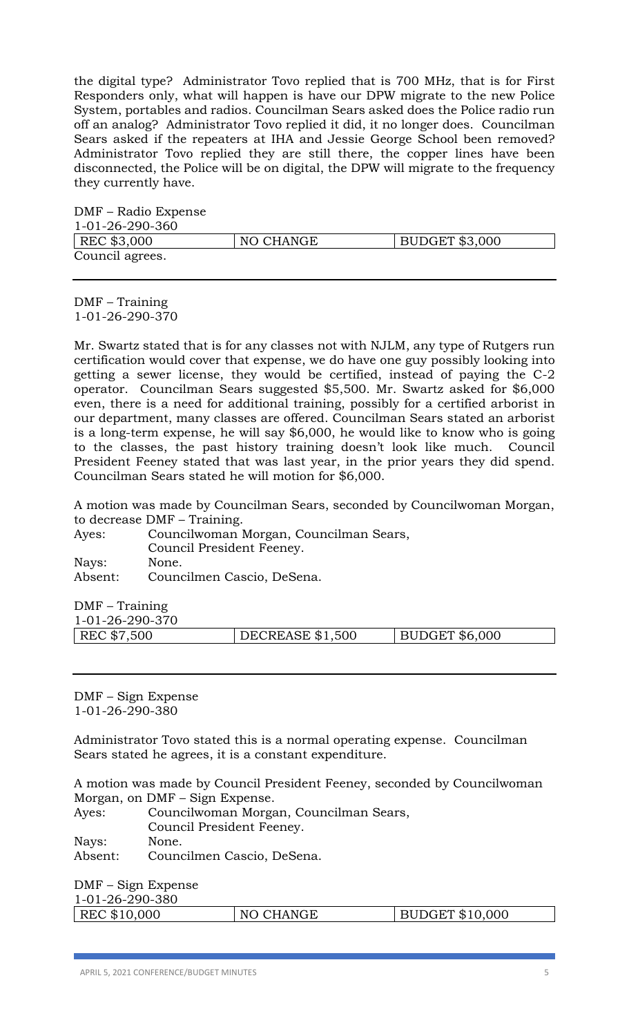the digital type? Administrator Tovo replied that is 700 MHz, that is for First Responders only, what will happen is have our DPW migrate to the new Police System, portables and radios. Councilman Sears asked does the Police radio run off an analog? Administrator Tovo replied it did, it no longer does. Councilman Sears asked if the repeaters at IHA and Jessie George School been removed? Administrator Tovo replied they are still there, the copper lines have been disconnected, the Police will be on digital, the DPW will migrate to the frequency they currently have.

DMF – Radio Expense
1-01-26-290-360

| REC $3,000 | NO CHANGE | BUDGET $3,000 |
|---|---|---|

Council agrees.

---

DMF – Training
1-01-26-290-370

Mr. Swartz stated that is for any classes not with NJLM, any type of Rutgers run certification would cover that expense, we do have one guy possibly looking into getting a sewer license, they would be certified, instead of paying the C-2 operator. Councilman Sears suggested $5,500. Mr. Swartz asked for $6,000 even, there is a need for additional training, possibly for a certified arborist in our department, many classes are offered. Councilman Sears stated an arborist is a long-term expense, he will say $6,000, he would like to know who is going to the classes, the past history training doesn't look like much. Council President Feeney stated that was last year, in the prior years they did spend. Councilman Sears stated he will motion for $6,000.

A motion was made by Councilman Sears, seconded by Councilwoman Morgan, to decrease DMF – Training.

Ayes: Councilwoman Morgan, Councilman Sears, Council President Feeney.
Nays: None.
Absent: Councilmen Cascio, DeSena.

DMF – Training
1-01-26-290-370

| REC $7,500 | DECREASE $1,500 | BUDGET $6,000 |
|---|---|---|

---

DMF – Sign Expense
1-01-26-290-380

Administrator Tovo stated this is a normal operating expense. Councilman Sears stated he agrees, it is a constant expenditure.

A motion was made by Council President Feeney, seconded by Councilwoman Morgan, on DMF – Sign Expense.

Ayes: Councilwoman Morgan, Councilman Sears, Council President Feeney.
Nays: None.
Absent: Councilmen Cascio, DeSena.

DMF – Sign Expense
1-01-26-290-380

| REC $10,000 | NO CHANGE | BUDGET $10,000 |
|---|---|---|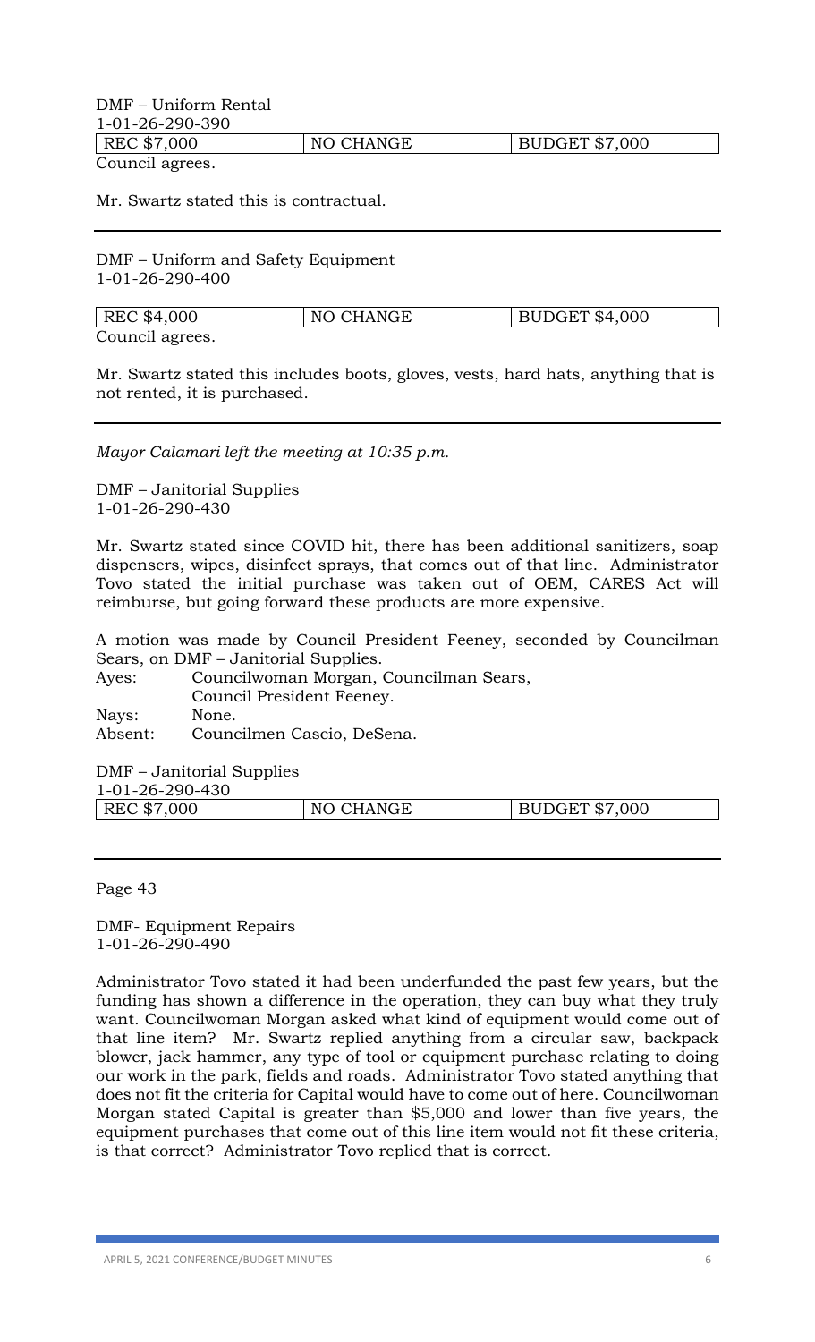DMF – Uniform Rental
1-01-26-290-390

| REC $7,000 | NO CHANGE | BUDGET $7,000 |
|---|---|---|

Council agrees.

Mr. Swartz stated this is contractual.

---

DMF – Uniform and Safety Equipment
1-01-26-290-400

| REC $4,000 | NO CHANGE | BUDGET $4,000 |
|---|---|---|

Council agrees.

Mr. Swartz stated this includes boots, gloves, vests, hard hats, anything that is not rented, it is purchased.

---

*Mayor Calamari left the meeting at 10:35 p.m.*

DMF – Janitorial Supplies
1-01-26-290-430

Mr. Swartz stated since COVID hit, there has been additional sanitizers, soap dispensers, wipes, disinfect sprays, that comes out of that line. Administrator Tovo stated the initial purchase was taken out of OEM, CARES Act will reimburse, but going forward these products are more expensive.

A motion was made by Council President Feeney, seconded by Councilman Sears, on DMF – Janitorial Supplies.

Ayes: Councilwoman Morgan, Councilman Sears, Council President Feeney.
Nays: None.
Absent: Councilmen Cascio, DeSena.

DMF – Janitorial Supplies
1-01-26-290-430

| REC $7,000 | NO CHANGE | BUDGET $7,000 |
|---|---|---|

---

Page 43

DMF- Equipment Repairs
1-01-26-290-490

Administrator Tovo stated it had been underfunded the past few years, but the funding has shown a difference in the operation, they can buy what they truly want. Councilwoman Morgan asked what kind of equipment would come out of that line item? Mr. Swartz replied anything from a circular saw, backpack blower, jack hammer, any type of tool or equipment purchase relating to doing our work in the park, fields and roads. Administrator Tovo stated anything that does not fit the criteria for Capital would have to come out of here. Councilwoman Morgan stated Capital is greater than $5,000 and lower than five years, the equipment purchases that come out of this line item would not fit these criteria, is that correct? Administrator Tovo replied that is correct.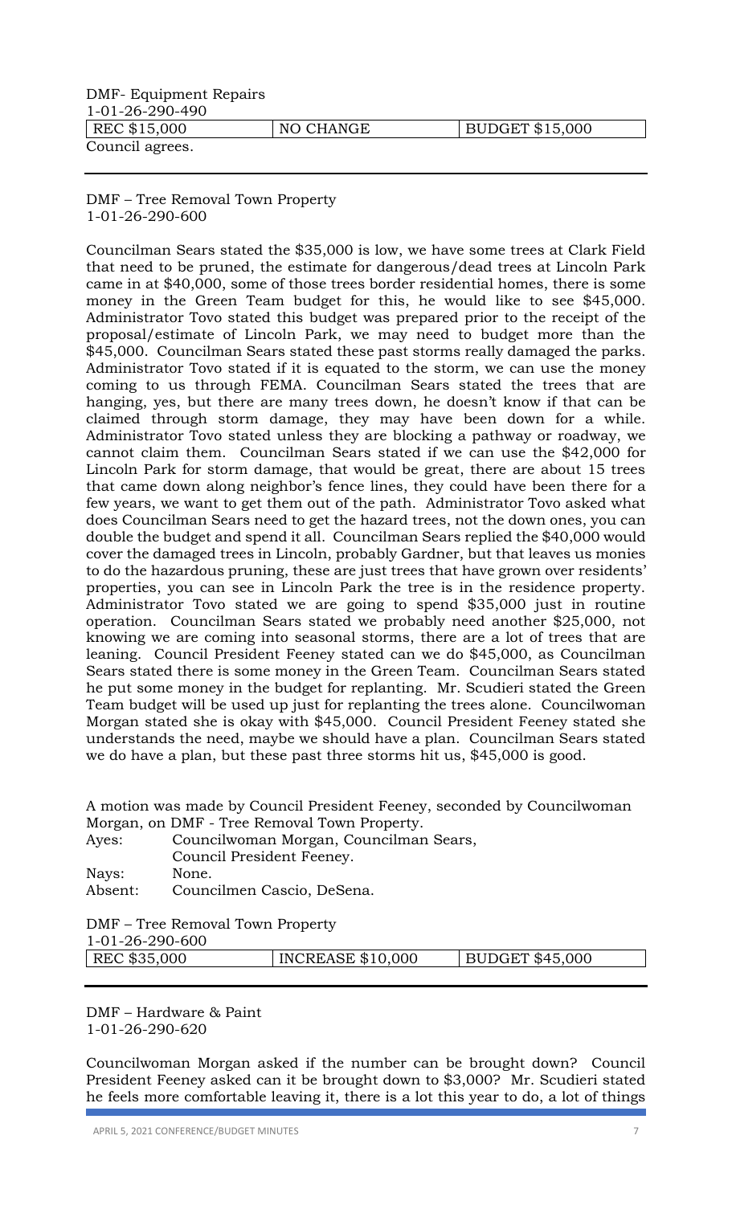DMF- Equipment Repairs
1-01-26-290-490

| REC $15,000 | NO CHANGE | BUDGET $15,000 |
|---|---|---|

Council agrees.

---

DMF – Tree Removal Town Property
1-01-26-290-600

Councilman Sears stated the $35,000 is low, we have some trees at Clark Field that need to be pruned, the estimate for dangerous/dead trees at Lincoln Park came in at $40,000, some of those trees border residential homes, there is some money in the Green Team budget for this, he would like to see $45,000. Administrator Tovo stated this budget was prepared prior to the receipt of the proposal/estimate of Lincoln Park, we may need to budget more than the $45,000. Councilman Sears stated these past storms really damaged the parks. Administrator Tovo stated if it is equated to the storm, we can use the money coming to us through FEMA. Councilman Sears stated the trees that are hanging, yes, but there are many trees down, he doesn't know if that can be claimed through storm damage, they may have been down for a while. Administrator Tovo stated unless they are blocking a pathway or roadway, we cannot claim them. Councilman Sears stated if we can use the $42,000 for Lincoln Park for storm damage, that would be great, there are about 15 trees that came down along neighbor's fence lines, they could have been there for a few years, we want to get them out of the path. Administrator Tovo asked what does Councilman Sears need to get the hazard trees, not the down ones, you can double the budget and spend it all. Councilman Sears replied the $40,000 would cover the damaged trees in Lincoln, probably Gardner, but that leaves us monies to do the hazardous pruning, these are just trees that have grown over residents' properties, you can see in Lincoln Park the tree is in the residence property. Administrator Tovo stated we are going to spend $35,000 just in routine operation. Councilman Sears stated we probably need another $25,000, not knowing we are coming into seasonal storms, there are a lot of trees that are leaning. Council President Feeney stated can we do $45,000, as Councilman Sears stated there is some money in the Green Team. Councilman Sears stated he put some money in the budget for replanting. Mr. Scudieri stated the Green Team budget will be used up just for replanting the trees alone. Councilwoman Morgan stated she is okay with $45,000. Council President Feeney stated she understands the need, maybe we should have a plan. Councilman Sears stated we do have a plan, but these past three storms hit us, $45,000 is good.

A motion was made by Council President Feeney, seconded by Councilwoman Morgan, on DMF - Tree Removal Town Property.

Ayes: Councilwoman Morgan, Councilman Sears, Council President Feeney.
Nays: None.
Absent: Councilmen Cascio, DeSena.

DMF – Tree Removal Town Property
1-01-26-290-600

| REC $35,000 | INCREASE $10,000 | BUDGET $45,000 |
|---|---|---|

---

DMF – Hardware & Paint
1-01-26-290-620

Councilwoman Morgan asked if the number can be brought down? Council President Feeney asked can it be brought down to $3,000? Mr. Scudieri stated he feels more comfortable leaving it, there is a lot this year to do, a lot of things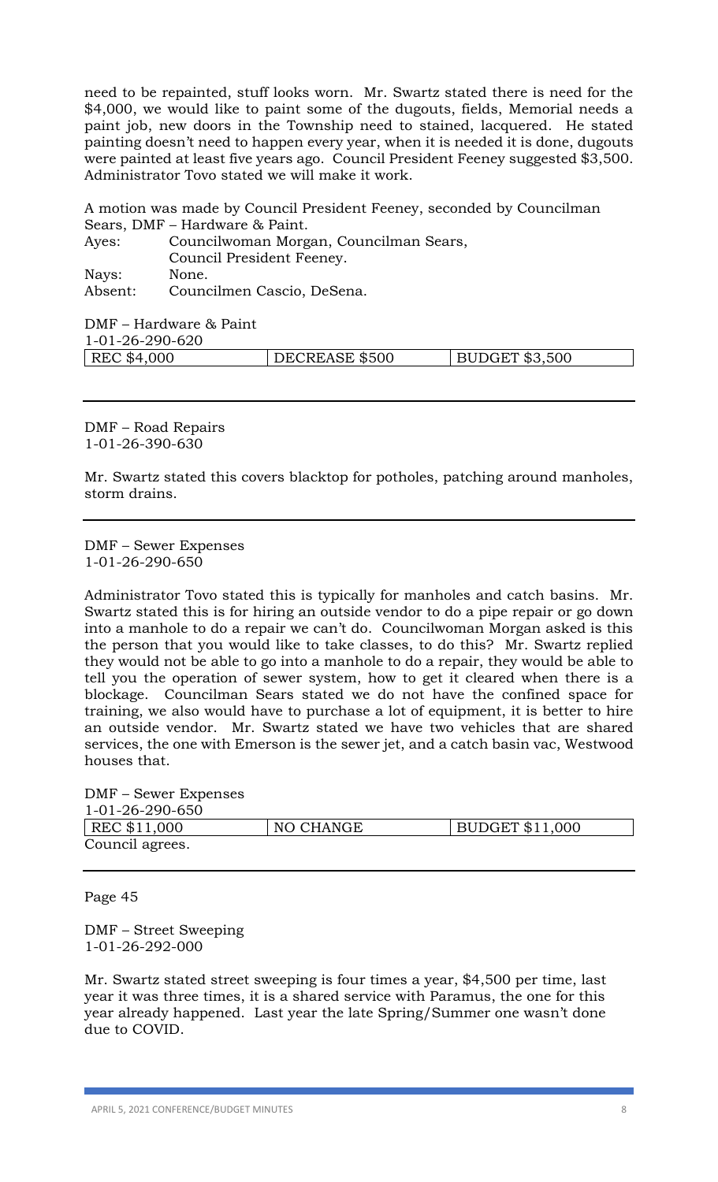need to be repainted, stuff looks worn. Mr. Swartz stated there is need for the $4,000, we would like to paint some of the dugouts, fields, Memorial needs a paint job, new doors in the Township need to stained, lacquered. He stated painting doesn't need to happen every year, when it is needed it is done, dugouts were painted at least five years ago. Council President Feeney suggested $3,500. Administrator Tovo stated we will make it work.

A motion was made by Council President Feeney, seconded by Councilman Sears, DMF – Hardware & Paint.

Ayes: Councilwoman Morgan, Councilman Sears, Council President Feeney.
Nays: None.
Absent: Councilmen Cascio, DeSena.

DMF – Hardware & Paint
1-01-26-290-620

| REC $4,000 | DECREASE $500 | BUDGET $3,500 |
|---|---|---|

---

DMF – Road Repairs
1-01-26-390-630

Mr. Swartz stated this covers blacktop for potholes, patching around manholes, storm drains.

---

DMF – Sewer Expenses
1-01-26-290-650

Administrator Tovo stated this is typically for manholes and catch basins. Mr. Swartz stated this is for hiring an outside vendor to do a pipe repair or go down into a manhole to do a repair we can't do. Councilwoman Morgan asked is this the person that you would like to take classes, to do this? Mr. Swartz replied they would not be able to go into a manhole to do a repair, they would be able to tell you the operation of sewer system, how to get it cleared when there is a blockage. Councilman Sears stated we do not have the confined space for training, we also would have to purchase a lot of equipment, it is better to hire an outside vendor. Mr. Swartz stated we have two vehicles that are shared services, the one with Emerson is the sewer jet, and a catch basin vac, Westwood houses that.

DMF – Sewer Expenses
1-01-26-290-650

| REC $11,000 | NO CHANGE | BUDGET $11,000 |
|---|---|---|

Council agrees.

---

Page 45

DMF – Street Sweeping
1-01-26-292-000

Mr. Swartz stated street sweeping is four times a year, $4,500 per time, last year it was three times, it is a shared service with Paramus, the one for this year already happened. Last year the late Spring/Summer one wasn't done due to COVID.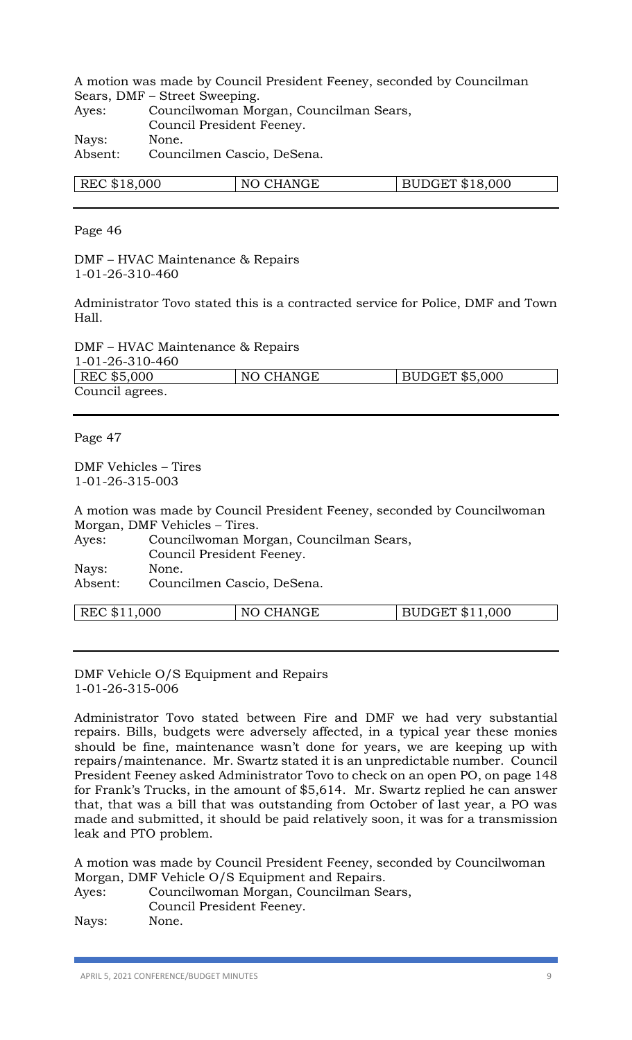A motion was made by Council President Feeney, seconded by Councilman Sears, DMF – Street Sweeping.

Ayes: Councilwoman Morgan, Councilman Sears, Council President Feeney.
Nays: None.
Absent: Councilmen Cascio, DeSena.

| REC $18,000 | NO CHANGE | BUDGET $18,000 |
|---|---|---|

---

Page 46

DMF – HVAC Maintenance & Repairs
1-01-26-310-460

Administrator Tovo stated this is a contracted service for Police, DMF and Town Hall.

DMF – HVAC Maintenance & Repairs
1-01-26-310-460

| REC $5,000 | NO CHANGE | BUDGET $5,000 |
|---|---|---|

Council agrees.

---

Page 47

DMF Vehicles – Tires
1-01-26-315-003

A motion was made by Council President Feeney, seconded by Councilwoman Morgan, DMF Vehicles – Tires.

Ayes: Councilwoman Morgan, Councilman Sears, Council President Feeney.
Nays: None.
Absent: Councilmen Cascio, DeSena.

| REC $11,000 | NO CHANGE | BUDGET $11,000 |
|---|---|---|

---

DMF Vehicle O/S Equipment and Repairs
1-01-26-315-006

Administrator Tovo stated between Fire and DMF we had very substantial repairs. Bills, budgets were adversely affected, in a typical year these monies should be fine, maintenance wasn't done for years, we are keeping up with repairs/maintenance. Mr. Swartz stated it is an unpredictable number. Council President Feeney asked Administrator Tovo to check on an open PO, on page 148 for Frank's Trucks, in the amount of $5,614. Mr. Swartz replied he can answer that, that was a bill that was outstanding from October of last year, a PO was made and submitted, it should be paid relatively soon, it was for a transmission leak and PTO problem.

A motion was made by Council President Feeney, seconded by Councilwoman Morgan, DMF Vehicle O/S Equipment and Repairs.

Ayes: Councilwoman Morgan, Councilman Sears, Council President Feeney.
Nays: None.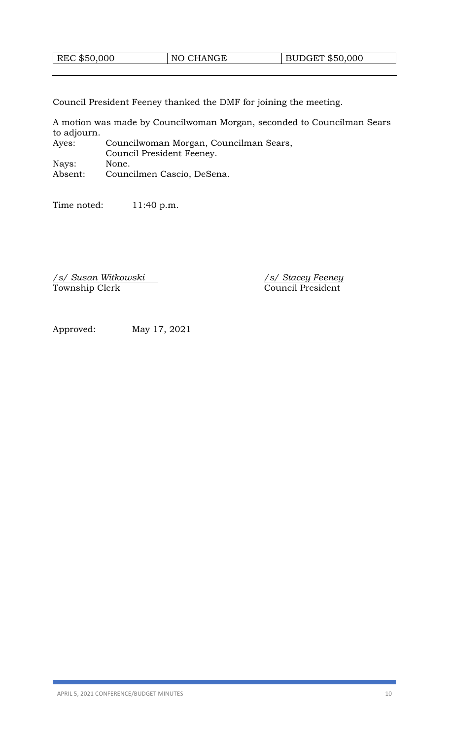| | | |
|---|---|---|
| REC $50,000 | NO CHANGE | BUDGET $50,000 |

Council President Feeney thanked the DMF for joining the meeting.

A motion was made by Councilwoman Morgan, seconded to Councilman Sears to adjourn.

Ayes: Councilwoman Morgan, Councilman Sears, Council President Feeney.
Nays: None.
Absent: Councilmen Cascio, DeSena.

Time noted: 11:40 p.m.

*/s/ Susan Witkowski*
Township Clerk

*/s/ Stacey Feeney*
Council President

Approved: May 17, 2021